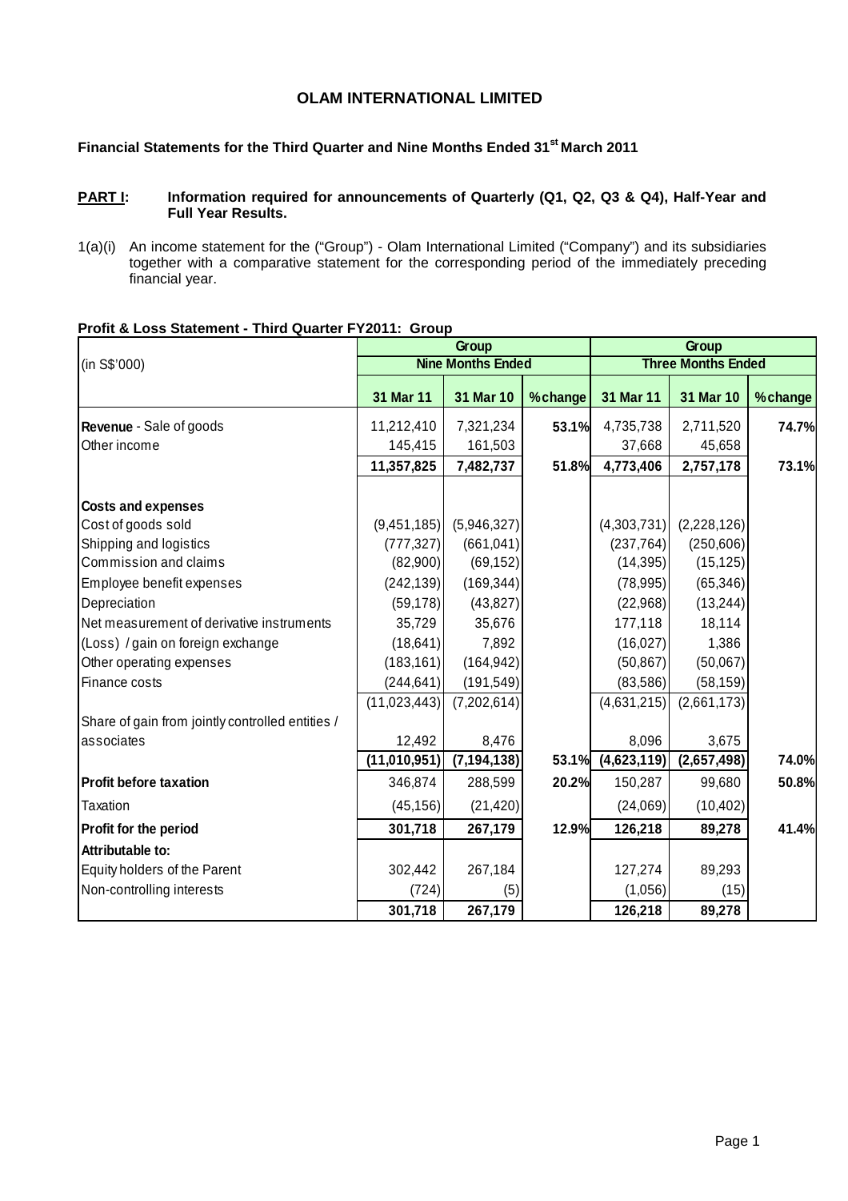# OLAM INTERNATIONAL LIMITED

## Financial Statements for the Third Quarter and Nine Months Ended 31st March 2011

**PART I: Information required for announcements of Quarterly (Q1, Q2, Q3 & Q4), Half-Year and Full Year Results.**

1(a)(i) An income statement for the ("Group") - Olam International Limited ("Company") and its subsidiaries together with a comparative statement for the corresponding period of the immediately preceding financial year.

**Profit & Loss Statement - Third Quarter FY2011: Group**

| (in S$'000) | Group | | | Group | | |
|---|---|---|---|---|---|---|
| | Nine Months Ended | | | Three Months Ended | | |
| | **31 Mar 11** | **31 Mar 10** | **% change** | **31 Mar 11** | **31 Mar 10** | **% change** |
| **Revenue** - Sale of goods | 11,212,410 | 7,321,234 | **53.1%** | 4,735,738 | 2,711,520 | **74.7%** |
| Other income | 145,415 | 161,503 | | 37,668 | 45,658 | |
| | **11,357,825** | **7,482,737** | **51.8%** | **4,773,406** | **2,757,178** | **73.1%** |
| **Costs and expenses** | | | | | | |
| Cost of goods sold | (9,451,185) | (5,946,327) | | (4,303,731) | (2,228,126) | |
| Shipping and logistics | (777,327) | (661,041) | | (237,764) | (250,606) | |
| Commission and claims | (82,900) | (69,152) | | (14,395) | (15,125) | |
| Employee benefit expenses | (242,139) | (169,344) | | (78,995) | (65,346) | |
| Depreciation | (59,178) | (43,827) | | (22,968) | (13,244) | |
| Net measurement of derivative instruments | 35,729 | 35,676 | | 177,118 | 18,114 | |
| (Loss) / gain on foreign exchange | (18,641) | 7,892 | | (16,027) | 1,386 | |
| Other operating expenses | (183,161) | (164,942) | | (50,867) | (50,067) | |
| Finance costs | (244,641) | (191,549) | | (83,586) | (58,159) | |
| | (11,023,443) | (7,202,614) | | (4,631,215) | (2,661,173) | |
| Share of gain from jointly controlled entities / associates | 12,492 | 8,476 | | 8,096 | 3,675 | |
| | **(11,010,951)** | **(7,194,138)** | 53.1% | **(4,623,119)** | **(2,657,498)** | **74.0%** |
| **Profit before taxation** | 346,874 | 288,599 | **20.2%** | 150,287 | 99,680 | **50.8%** |
| Taxation | (45,156) | (21,420) | | (24,069) | (10,402) | |
| **Profit for the period** | **301,718** | **267,179** | **12.9%** | **126,218** | **89,278** | **41.4%** |
| **Attributable to:** | | | | | | |
| Equity holders of the Parent | 302,442 | 267,184 | | 127,274 | 89,293 | |
| Non-controlling interests | (724) | (5) | | (1,056) | (15) | |
| | **301,718** | **267,179** | | **126,218** | **89,278** | |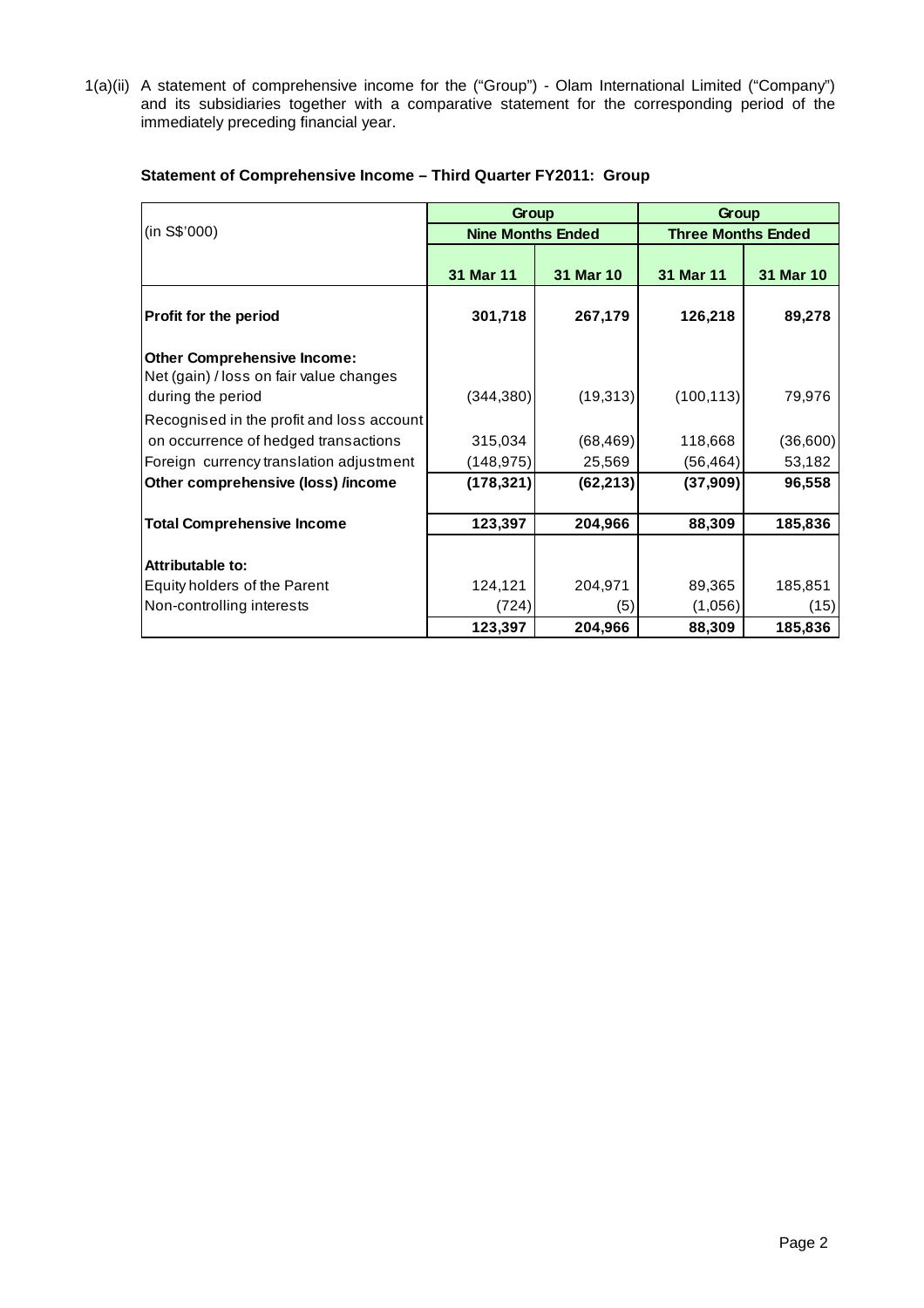1(a)(ii) A statement of comprehensive income for the ("Group") - Olam International Limited ("Company") and its subsidiaries together with a comparative statement for the corresponding period of the immediately preceding financial year.

**Statement of Comprehensive Income – Third Quarter FY2011: Group**

| (in S$'000) | Group | | Group | |
|---|---|---|---|---|
| | Nine Months Ended | | Three Months Ended | |
| | 31 Mar 11 | 31 Mar 10 | 31 Mar 11 | 31 Mar 10 |
| **Profit for the period** | **301,718** | **267,179** | **126,218** | **89,278** |
| **Other Comprehensive Income:** | | | | |
| Net (gain) / loss on fair value changes during the period | (344,380) | (19,313) | (100,113) | 79,976 |
| Recognised in the profit and loss account on occurrence of hedged transactions | 315,034 | (68,469) | 118,668 | (36,600) |
| Foreign currency translation adjustment | (148,975) | 25,569 | (56,464) | 53,182 |
| **Other comprehensive (loss) /income** | **(178,321)** | **(62,213)** | **(37,909)** | **96,558** |
| **Total Comprehensive Income** | **123,397** | **204,966** | **88,309** | **185,836** |
| **Attributable to:** | | | | |
| Equity holders of the Parent | 124,121 | 204,971 | 89,365 | 185,851 |
| Non-controlling interests | (724) | (5) | (1,056) | (15) |
| | **123,397** | **204,966** | **88,309** | **185,836** |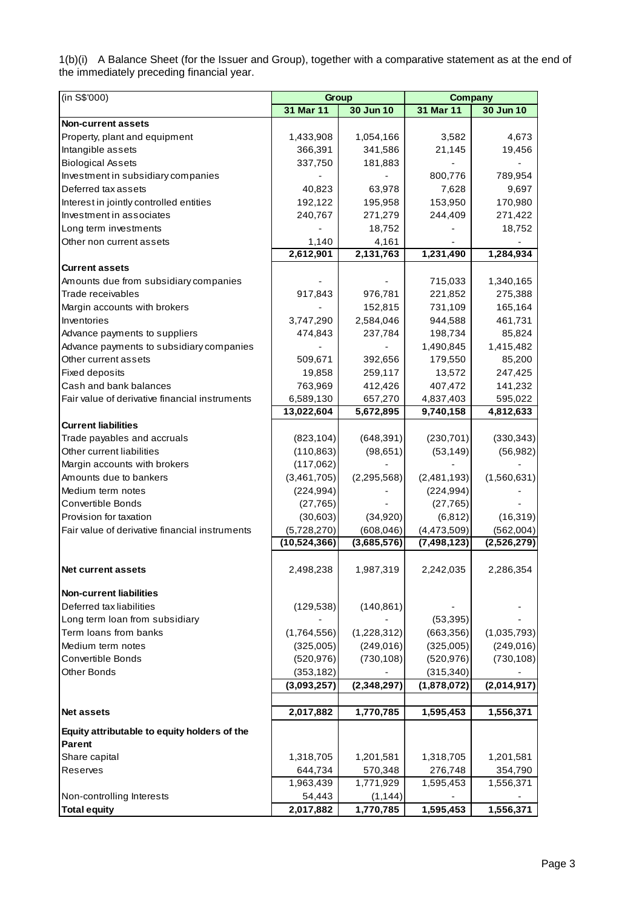1(b)(i) A Balance Sheet (for the Issuer and Group), together with a comparative statement as at the end of the immediately preceding financial year.

| (in S$'000) | Group | | Company | |
|---|---|---|---|---|
| | 31 Mar 11 | 30 Jun 10 | 31 Mar 11 | 30 Jun 10 |
| **Non-current assets** | | | | |
| Property, plant and equipment | 1,433,908 | 1,054,166 | 3,582 | 4,673 |
| Intangible assets | 366,391 | 341,586 | 21,145 | 19,456 |
| Biological Assets | 337,750 | 181,883 | - | - |
| Investment in subsidiary companies | - | - | 800,776 | 789,954 |
| Deferred tax assets | 40,823 | 63,978 | 7,628 | 9,697 |
| Interest in jointly controlled entities | 192,122 | 195,958 | 153,950 | 170,980 |
| Investment in associates | 240,767 | 271,279 | 244,409 | 271,422 |
| Long term investments | - | 18,752 | - | 18,752 |
| Other non current assets | 1,140 | 4,161 | - | - |
| | **2,612,901** | **2,131,763** | **1,231,490** | **1,284,934** |
| **Current assets** | | | | |
| Amounts due from subsidiary companies | - | - | 715,033 | 1,340,165 |
| Trade receivables | 917,843 | 976,781 | 221,852 | 275,388 |
| Margin accounts with brokers | - | 152,815 | 731,109 | 165,164 |
| Inventories | 3,747,290 | 2,584,046 | 944,588 | 461,731 |
| Advance payments to suppliers | 474,843 | 237,784 | 198,734 | 85,824 |
| Advance payments to subsidiary companies | - | - | 1,490,845 | 1,415,482 |
| Other current assets | 509,671 | 392,656 | 179,550 | 85,200 |
| Fixed deposits | 19,858 | 259,117 | 13,572 | 247,425 |
| Cash and bank balances | 763,969 | 412,426 | 407,472 | 141,232 |
| Fair value of derivative financial instruments | 6,589,130 | 657,270 | 4,837,403 | 595,022 |
| | **13,022,604** | **5,672,895** | **9,740,158** | **4,812,633** |
| **Current liabilities** | | | | |
| Trade payables and accruals | (823,104) | (648,391) | (230,701) | (330,343) |
| Other current liabilities | (110,863) | (98,651) | (53,149) | (56,982) |
| Margin accounts with brokers | (117,062) | - | - | - |
| Amounts due to bankers | (3,461,705) | (2,295,568) | (2,481,193) | (1,560,631) |
| Medium term notes | (224,994) | - | (224,994) | - |
| Convertible Bonds | (27,765) | - | (27,765) | - |
| Provision for taxation | (30,603) | (34,920) | (6,812) | (16,319) |
| Fair value of derivative financial instruments | (5,728,270) | (608,046) | (4,473,509) | (562,004) |
| | **(10,524,366)** | **(3,685,576)** | **(7,498,123)** | **(2,526,279)** |
| **Net current assets** | 2,498,238 | 1,987,319 | 2,242,035 | 2,286,354 |
| **Non-current liabilities** | | | | |
| Deferred tax liabilities | (129,538) | (140,861) | - | - |
| Long term loan from subsidiary | - | - | (53,395) | - |
| Term loans from banks | (1,764,556) | (1,228,312) | (663,356) | (1,035,793) |
| Medium term notes | (325,005) | (249,016) | (325,005) | (249,016) |
| Convertible Bonds | (520,976) | (730,108) | (520,976) | (730,108) |
| Other Bonds | (353,182) | - | (315,340) | - |
| | **(3,093,257)** | **(2,348,297)** | **(1,878,072)** | **(2,014,917)** |
| **Net assets** | **2,017,882** | **1,770,785** | **1,595,453** | **1,556,371** |
| **Equity attributable to equity holders of the Parent** | | | | |
| Share capital | 1,318,705 | 1,201,581 | 1,318,705 | 1,201,581 |
| Reserves | 644,734 | 570,348 | 276,748 | 354,790 |
| | 1,963,439 | 1,771,929 | 1,595,453 | 1,556,371 |
| Non-controlling Interests | 54,443 | (1,144) | - | - |
| **Total equity** | **2,017,882** | **1,770,785** | **1,595,453** | **1,556,371** |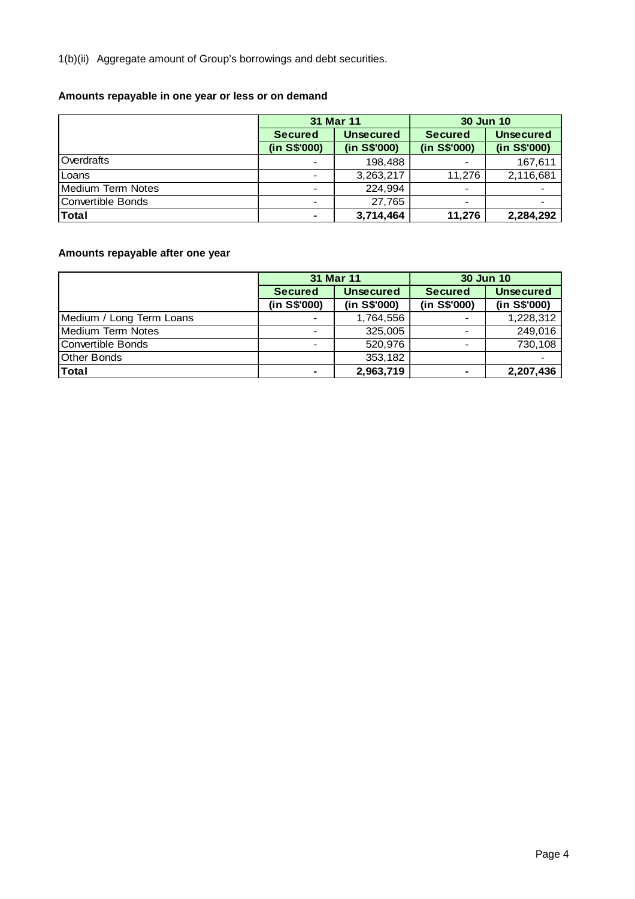1(b)(ii) Aggregate amount of Group's borrowings and debt securities.

**Amounts repayable in one year or less or on demand**

| | 31 Mar 11 | | 30 Jun 10 | |
|---|---|---|---|---|
| | **Secured** | **Unsecured** | **Secured** | **Unsecured** |
| | **(in S$'000)** | **(in S$'000)** | **(in S$'000)** | **(in S$'000)** |
| Overdrafts | - | 198,488 | - | 167,611 |
| Loans | - | 3,263,217 | 11,276 | 2,116,681 |
| Medium Term Notes | - | 224,994 | - | - |
| Convertible Bonds | - | 27,765 | - | - |
| **Total** | **-** | **3,714,464** | **11,276** | **2,284,292** |

**Amounts repayable after one year**

| | 31 Mar 11 | | 30 Jun 10 | |
|---|---|---|---|---|
| | **Secured** | **Unsecured** | **Secured** | **Unsecured** |
| | **(in S$'000)** | **(in S$'000)** | **(in S$'000)** | **(in S$'000)** |
| Medium / Long Term Loans | - | 1,764,556 | - | 1,228,312 |
| Medium Term Notes | - | 325,005 | - | 249,016 |
| Convertible Bonds | - | 520,976 | - | 730,108 |
| Other Bonds | | 353,182 | | - |
| **Total** | **-** | **2,963,719** | **-** | **2,207,436** |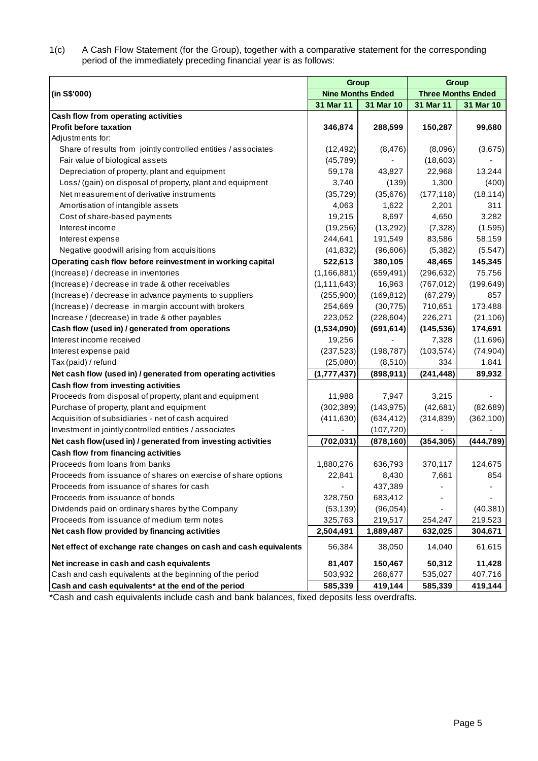1(c) A Cash Flow Statement (for the Group), together with a comparative statement for the corresponding period of the immediately preceding financial year is as follows:

| (in S$'000) | Group | | Group | |
|---|---|---|---|---|
| | Nine Months Ended | | Three Months Ended | |
| | 31 Mar 11 | 31 Mar 10 | 31 Mar 11 | 31 Mar 10 |
| **Cash flow from operating activities** | | | | |
| **Profit before taxation** | **346,874** | **288,599** | **150,287** | **99,680** |
| Adjustments for: | | | | |
| Share of results from jointly controlled entities / associates | (12,492) | (8,476) | (8,096) | (3,675) |
| Fair value of biological assets | (45,789) | - | (18,603) | - |
| Depreciation of property, plant and equipment | 59,178 | 43,827 | 22,968 | 13,244 |
| Loss/ (gain) on disposal of property, plant and equipment | 3,740 | (139) | 1,300 | (400) |
| Net measurement of derivative instruments | (35,729) | (35,676) | (177,118) | (18,114) |
| Amortisation of intangible assets | 4,063 | 1,622 | 2,201 | 311 |
| Cost of share-based payments | 19,215 | 8,697 | 4,650 | 3,282 |
| Interest income | (19,256) | (13,292) | (7,328) | (1,595) |
| Interest expense | 244,641 | 191,549 | 83,586 | 58,159 |
| Negative goodwill arising from acquisitions | (41,832) | (96,606) | (5,382) | (5,547) |
| **Operating cash flow before reinvestment in working capital** | **522,613** | **380,105** | **48,465** | **145,345** |
| (Increase) / decrease in inventories | (1,166,881) | (659,491) | (296,632) | 75,756 |
| (Increase) / decrease in trade & other receivables | (1,111,643) | 16,963 | (767,012) | (199,649) |
| (Increase) / decrease in advance payments to suppliers | (255,900) | (169,812) | (67,279) | 857 |
| (Increase) / decrease in margin account with brokers | 254,669 | (30,775) | 710,651 | 173,488 |
| Increase / (decrease) in trade & other payables | 223,052 | (228,604) | 226,271 | (21,106) |
| **Cash flow (used in) / generated from operations** | **(1,534,090)** | **(691,614)** | **(145,536)** | **174,691** |
| Interest income received | 19,256 | - | 7,328 | (11,696) |
| Interest expense paid | (237,523) | (198,787) | (103,574) | (74,904) |
| Tax (paid) / refund | (25,080) | (8,510) | 334 | 1,841 |
| **Net cash flow (used in) / generated from operating activities** | **(1,777,437)** | **(898,911)** | **(241,448)** | **89,932** |
| **Cash flow from investing activities** | | | | |
| Proceeds from disposal of property, plant and equipment | 11,988 | 7,947 | 3,215 | - |
| Purchase of property, plant and equipment | (302,389) | (143,975) | (42,681) | (82,689) |
| Acquisition of subsidiaries - net of cash acquired | (411,630) | (634,412) | (314,839) | (362,100) |
| Investment in jointly controlled entities / associates | - | (107,720) | - | - |
| **Net cash flow(used in) / generated from investing activities** | **(702,031)** | **(878,160)** | **(354,305)** | **(444,789)** |
| **Cash flow from financing activities** | | | | |
| Proceeds from loans from banks | 1,880,276 | 636,793 | 370,117 | 124,675 |
| Proceeds from issuance of shares on exercise of share options | 22,841 | 8,430 | 7,661 | 854 |
| Proceeds from issuance of shares for cash | - | 437,389 | - | - |
| Proceeds from issuance of bonds | 328,750 | 683,412 | - | - |
| Dividends paid on ordinary shares by the Company | (53,139) | (96,054) | - | (40,381) |
| Proceeds from issuance of medium term notes | 325,763 | 219,517 | 254,247 | 219,523 |
| **Net cash flow provided by financing activities** | **2,504,491** | **1,889,487** | **632,025** | **304,671** |
| **Net effect of exchange rate changes on cash and cash equivalents** | 56,384 | 38,050 | 14,040 | 61,615 |
| **Net increase in cash and cash equivalents** | **81,407** | **150,467** | **50,312** | **11,428** |
| Cash and cash equivalents at the beginning of the period | 503,932 | 268,677 | 535,027 | 407,716 |
| **Cash and cash equivalents* at the end of the period** | **585,339** | **419,144** | **585,339** | **419,144** |

*Cash and cash equivalents include cash and bank balances, fixed deposits less overdrafts.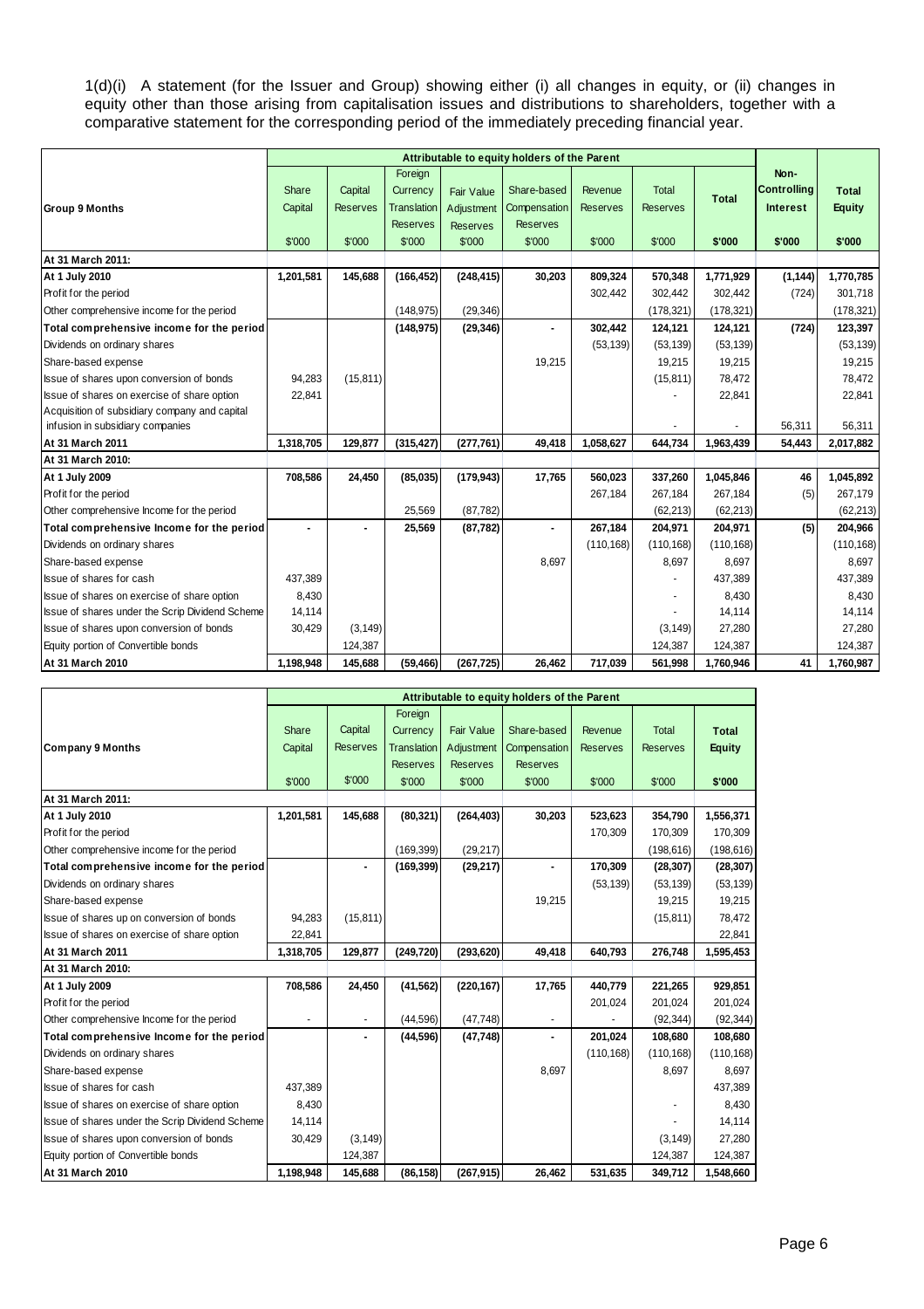1(d)(i) A statement (for the Issuer and Group) showing either (i) all changes in equity, or (ii) changes in equity other than those arising from capitalisation issues and distributions to shareholders, together with a comparative statement for the corresponding period of the immediately preceding financial year.

| | Attributable to equity holders of the Parent | | | | | | | | | |
|---|---|---|---|---|---|---|---|---|---|---|
| **Group 9 Months** | Share Capital | Capital Reserves | Foreign Currency Translation Reserves | Fair Value Adjustment Reserves | Share-based Compensation Reserves | Revenue Reserves | Total Reserves | **Total** | **Non-Controlling Interest** | **Total Equity** |
| | $'000 | $'000 | $'000 | $'000 | $'000 | $'000 | $'000 | **$'000** | **$'000** | **$'000** |
| **At 31 March 2011:** | | | | | | | | | | |
| **At 1 July 2010** | **1,201,581** | **145,688** | **(166,452)** | **(248,415)** | **30,203** | **809,324** | **570,348** | **1,771,929** | **(1,144)** | **1,770,785** |
| Profit for the period | | | | | | 302,442 | 302,442 | 302,442 | (724) | 301,718 |
| Other comprehensive income for the period | | | (148,975) | (29,346) | | | (178,321) | (178,321) | | (178,321) |
| **Total comprehensive income for the period** | | | **(148,975)** | **(29,346)** | **-** | **302,442** | **124,121** | **124,121** | **(724)** | **123,397** |
| Dividends on ordinary shares | | | | | | (53,139) | (53,139) | (53,139) | | (53,139) |
| Share-based expense | | | | | 19,215 | | 19,215 | 19,215 | | 19,215 |
| Issue of shares upon conversion of bonds | 94,283 | (15,811) | | | | | (15,811) | 78,472 | | 78,472 |
| Issue of shares on exercise of share option | 22,841 | | | | | | - | 22,841 | | 22,841 |
| Acquisition of subsidiary company and capital infusion in subsidiary companies | | | | | | | - | - | 56,311 | 56,311 |
| **At 31 March 2011** | **1,318,705** | **129,877** | **(315,427)** | **(277,761)** | **49,418** | **1,058,627** | **644,734** | **1,963,439** | **54,443** | **2,017,882** |
| **At 31 March 2010:** | | | | | | | | | | |
| **At 1 July 2009** | **708,586** | **24,450** | **(85,035)** | **(179,943)** | **17,765** | **560,023** | **337,260** | **1,045,846** | **46** | **1,045,892** |
| Profit for the period | | | | | | 267,184 | 267,184 | 267,184 | (5) | 267,179 |
| Other comprehensive Income for the period | | | 25,569 | (87,782) | | | (62,213) | (62,213) | | (62,213) |
| **Total comprehensive Income for the period** | **-** | **-** | **25,569** | **(87,782)** | **-** | **267,184** | **204,971** | **204,971** | **(5)** | **204,966** |
| Dividends on ordinary shares | | | | | | (110,168) | (110,168) | (110,168) | | (110,168) |
| Share-based expense | | | | | 8,697 | | 8,697 | 8,697 | | 8,697 |
| Issue of shares for cash | 437,389 | | | | | | - | 437,389 | | 437,389 |
| Issue of shares on exercise of share option | 8,430 | | | | | | - | 8,430 | | 8,430 |
| Issue of shares under the Scrip Dividend Scheme | 14,114 | | | | | | - | 14,114 | | 14,114 |
| Issue of shares upon conversion of bonds | 30,429 | (3,149) | | | | | (3,149) | 27,280 | | 27,280 |
| Equity portion of Convertible bonds | | 124,387 | | | | | 124,387 | 124,387 | | 124,387 |
| **At 31 March 2010** | **1,198,948** | **145,688** | **(59,466)** | **(267,725)** | **26,462** | **717,039** | **561,998** | **1,760,946** | **41** | **1,760,987** |

| | Attributable to equity holders of the Parent | | | | | | | |
|---|---|---|---|---|---|---|---|---|
| **Company 9 Months** | Share Capital | Capital Reserves | Foreign Currency Translation Reserves | Fair Value Adjustment Reserves | Share-based Compensation Reserves | Revenue Reserves | Total Reserves | **Total Equity** |
| | $'000 | $'000 | $'000 | $'000 | $'000 | $'000 | $'000 | **$'000** |
| **At 31 March 2011:** | | | | | | | | |
| **At 1 July 2010** | **1,201,581** | **145,688** | **(80,321)** | **(264,403)** | **30,203** | **523,623** | **354,790** | **1,556,371** |
| Profit for the period | | | | | | 170,309 | 170,309 | 170,309 |
| Other comprehensive income for the period | | | (169,399) | (29,217) | | | (198,616) | (198,616) |
| **Total comprehensive income for the period** | | **-** | **(169,399)** | **(29,217)** | **-** | **170,309** | **(28,307)** | **(28,307)** |
| Dividends on ordinary shares | | | | | | (53,139) | (53,139) | (53,139) |
| Share-based expense | | | | | 19,215 | | 19,215 | 19,215 |
| Issue of shares up on conversion of bonds | 94,283 | (15,811) | | | | | (15,811) | 78,472 |
| Issue of shares on exercise of share option | 22,841 | | | | | | | 22,841 |
| **At 31 March 2011** | **1,318,705** | **129,877** | **(249,720)** | **(293,620)** | **49,418** | **640,793** | **276,748** | **1,595,453** |
| **At 31 March 2010:** | | | | | | | | |
| **At 1 July 2009** | **708,586** | **24,450** | **(41,562)** | **(220,167)** | **17,765** | **440,779** | **221,265** | **929,851** |
| Profit for the period | | | | | | 201,024 | 201,024 | 201,024 |
| Other comprehensive Income for the period | - | - | (44,596) | (47,748) | - | - | (92,344) | (92,344) |
| **Total comprehensive Income for the period** | | **-** | **(44,596)** | **(47,748)** | **-** | **201,024** | **108,680** | **108,680** |
| Dividends on ordinary shares | | | | | | (110,168) | (110,168) | (110,168) |
| Share-based expense | | | | | 8,697 | | 8,697 | 8,697 |
| Issue of shares for cash | 437,389 | | | | | | | 437,389 |
| Issue of shares on exercise of share option | 8,430 | | | | | | - | 8,430 |
| Issue of shares under the Scrip Dividend Scheme | 14,114 | | | | | | - | 14,114 |
| Issue of shares upon conversion of bonds | 30,429 | (3,149) | | | | | (3,149) | 27,280 |
| Equity portion of Convertible bonds | | 124,387 | | | | | 124,387 | 124,387 |
| **At 31 March 2010** | **1,198,948** | **145,688** | **(86,158)** | **(267,915)** | **26,462** | **531,635** | **349,712** | **1,548,660** |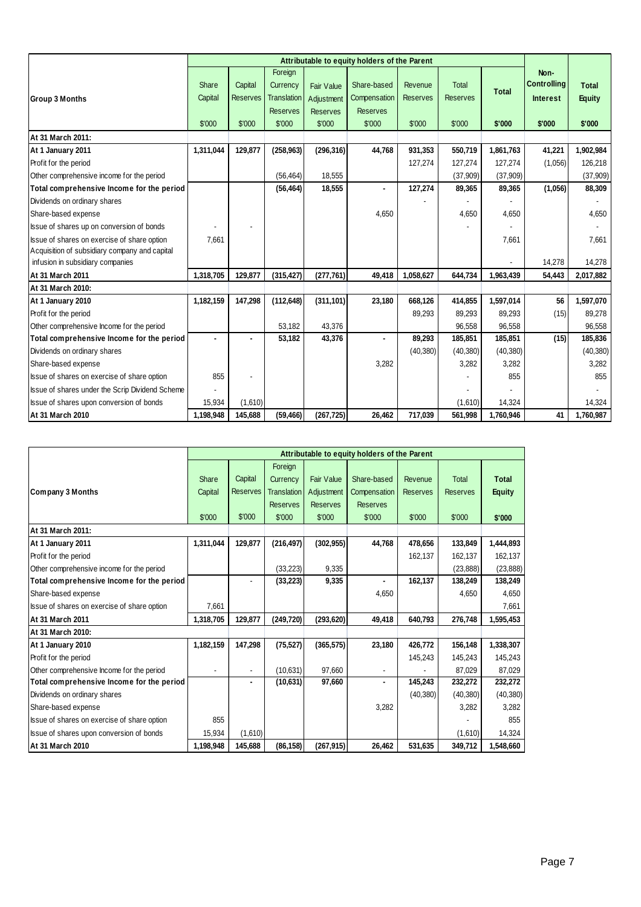| Group 3 Months | Attributable to equity holders of the Parent | | | | | | | | | |
|---|---|---|---|---|---|---|---|---|---|---|
| | Share Capital | Capital Reserves | Foreign Currency Translation Reserves | Fair Value Adjustment Reserves | Share-based Compensation Reserves | Revenue Reserves | Total Reserves | Total | Non-Controlling Interest | Total Equity |
| | $'000 | $'000 | $'000 | $'000 | $'000 | $'000 | $'000 | $'000 | $'000 | $'000 |
| **At 31 March 2011:** | | | | | | | | | | |
| **At 1 January 2011** | **1,311,044** | **129,877** | **(258,963)** | **(296,316)** | **44,768** | **931,353** | **550,719** | **1,861,763** | **41,221** | **1,902,984** |
| Profit for the period | | | | | | 127,274 | 127,274 | 127,274 | (1,056) | 126,218 |
| Other comprehensive income for the period | | | (56,464) | 18,555 | | | (37,909) | (37,909) | | (37,909) |
| **Total comprehensive Income for the period** | | | **(56,464)** | **18,555** | **-** | **127,274** | **89,365** | **89,365** | **(1,056)** | **88,309** |
| Dividends on ordinary shares | | | | | | - | - | - | | - |
| Share-based expense | | | | | 4,650 | | 4,650 | 4,650 | | 4,650 |
| Issue of shares up on conversion of bonds | - | - | | | | | - | - | | - |
| Issue of shares on exercise of share option | 7,661 | | | | | | | 7,661 | | 7,661 |
| Acquisition of subsidiary company and capital infusion in subsidiary companies | | | | | | | | - | 14,278 | 14,278 |
| **At 31 March 2011** | **1,318,705** | **129,877** | **(315,427)** | **(277,761)** | **49,418** | **1,058,627** | **644,734** | **1,963,439** | **54,443** | **2,017,882** |
| **At 31 March 2010:** | | | | | | | | | | |
| **At 1 January 2010** | **1,182,159** | **147,298** | **(112,648)** | **(311,101)** | **23,180** | **668,126** | **414,855** | **1,597,014** | **56** | **1,597,070** |
| Profit for the period | | | | | | 89,293 | 89,293 | 89,293 | (15) | 89,278 |
| Other comprehensive Income for the period | | | 53,182 | 43,376 | | | 96,558 | 96,558 | | 96,558 |
| **Total comprehensive Income for the period** | **-** | **-** | **53,182** | **43,376** | **-** | **89,293** | **185,851** | **185,851** | **(15)** | **185,836** |
| Dividends on ordinary shares | | | | | | (40,380) | (40,380) | (40,380) | | (40,380) |
| Share-based expense | | | | | 3,282 | | 3,282 | 3,282 | | 3,282 |
| Issue of shares on exercise of share option | 855 | - | | | | | - | 855 | | 855 |
| Issue of shares under the Scrip Dividend Scheme | - | | | | | | - | - | | - |
| Issue of shares upon conversion of bonds | 15,934 | (1,610) | | | | | (1,610) | 14,324 | | 14,324 |
| **At 31 March 2010** | **1,198,948** | **145,688** | **(59,466)** | **(267,725)** | **26,462** | **717,039** | **561,998** | **1,760,946** | **41** | **1,760,987** |

| Company 3 Months | Attributable to equity holders of the Parent | | | | | | | |
|---|---|---|---|---|---|---|---|---|
| | Share Capital | Capital Reserves | Foreign Currency Translation Reserves | Fair Value Adjustment Reserves | Share-based Compensation Reserves | Revenue Reserves | Total Reserves | Total Equity |
| | $'000 | $'000 | $'000 | $'000 | $'000 | $'000 | $'000 | $'000 |
| **At 31 March 2011:** | | | | | | | | |
| **At 1 January 2011** | **1,311,044** | **129,877** | **(216,497)** | **(302,955)** | **44,768** | **478,656** | **133,849** | **1,444,893** |
| Profit for the period | | | | | | 162,137 | 162,137 | 162,137 |
| Other comprehensive income for the period | | | (33,223) | 9,335 | | | (23,888) | (23,888) |
| **Total comprehensive Income for the period** | | - | **(33,223)** | **9,335** | **-** | **162,137** | **138,249** | **138,249** |
| Share-based expense | | | | | 4,650 | | 4,650 | 4,650 |
| Issue of shares on exercise of share option | 7,661 | | | | | | | 7,661 |
| **At 31 March 2011** | **1,318,705** | **129,877** | **(249,720)** | **(293,620)** | **49,418** | **640,793** | **276,748** | **1,595,453** |
| **At 31 March 2010:** | | | | | | | | |
| **At 1 January 2010** | **1,182,159** | **147,298** | **(75,527)** | **(365,575)** | **23,180** | **426,772** | **156,148** | **1,338,307** |
| Profit for the period | | | | | | 145,243 | 145,243 | 145,243 |
| Other comprehensive Income for the period | - | - | (10,631) | 97,660 | - | - | 87,029 | 87,029 |
| **Total comprehensive Income for the period** | | **-** | **(10,631)** | **97,660** | **-** | **145,243** | **232,272** | **232,272** |
| Dividends on ordinary shares | | | | | | (40,380) | (40,380) | (40,380) |
| Share-based expense | | | | | 3,282 | | 3,282 | 3,282 |
| Issue of shares on exercise of share option | 855 | | | | | | - | 855 |
| Issue of shares upon conversion of bonds | 15,934 | (1,610) | | | | | (1,610) | 14,324 |
| **At 31 March 2010** | **1,198,948** | **145,688** | **(86,158)** | **(267,915)** | **26,462** | **531,635** | **349,712** | **1,548,660** |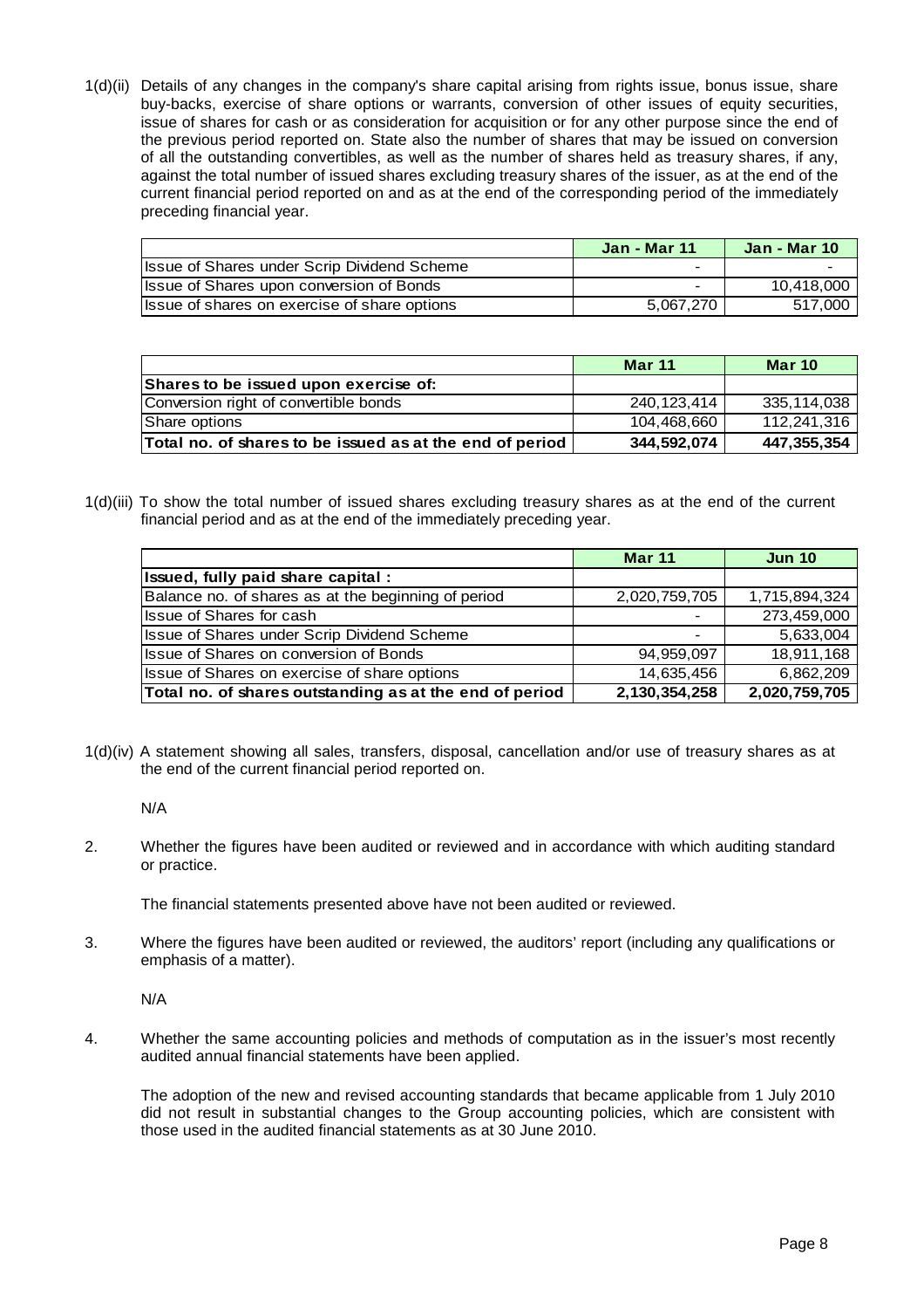1(d)(ii) Details of any changes in the company's share capital arising from rights issue, bonus issue, share buy-backs, exercise of share options or warrants, conversion of other issues of equity securities, issue of shares for cash or as consideration for acquisition or for any other purpose since the end of the previous period reported on. State also the number of shares that may be issued on conversion of all the outstanding convertibles, as well as the number of shares held as treasury shares, if any, against the total number of issued shares excluding treasury shares of the issuer, as at the end of the current financial period reported on and as at the end of the corresponding period of the immediately preceding financial year.

| | Jan - Mar 11 | Jan - Mar 10 |
|---|---|---|
| Issue of Shares under Scrip Dividend Scheme | - | - |
| Issue of Shares upon conversion of Bonds | - | 10,418,000 |
| Issue of shares on exercise of share options | 5,067,270 | 517,000 |

| | Mar 11 | Mar 10 |
|---|---|---|
| **Shares to be issued upon exercise of:** | | |
| Conversion right of convertible bonds | 240,123,414 | 335,114,038 |
| Share options | 104,468,660 | 112,241,316 |
| **Total no. of shares to be issued as at the end of period** | **344,592,074** | **447,355,354** |

1(d)(iii) To show the total number of issued shares excluding treasury shares as at the end of the current financial period and as at the end of the immediately preceding year.

| | Mar 11 | Jun 10 |
|---|---|---|
| **Issued, fully paid share capital :** | | |
| Balance no. of shares as at the beginning of period | 2,020,759,705 | 1,715,894,324 |
| Issue of Shares for cash | - | 273,459,000 |
| Issue of Shares under Scrip Dividend Scheme | - | 5,633,004 |
| Issue of Shares on conversion of Bonds | 94,959,097 | 18,911,168 |
| Issue of Shares on exercise of share options | 14,635,456 | 6,862,209 |
| **Total no. of shares outstanding as at the end of period** | **2,130,354,258** | **2,020,759,705** |

1(d)(iv) A statement showing all sales, transfers, disposal, cancellation and/or use of treasury shares as at the end of the current financial period reported on.

N/A

2. Whether the figures have been audited or reviewed and in accordance with which auditing standard or practice.

The financial statements presented above have not been audited or reviewed.

3. Where the figures have been audited or reviewed, the auditors' report (including any qualifications or emphasis of a matter).

N/A

4. Whether the same accounting policies and methods of computation as in the issuer's most recently audited annual financial statements have been applied.

The adoption of the new and revised accounting standards that became applicable from 1 July 2010 did not result in substantial changes to the Group accounting policies, which are consistent with those used in the audited financial statements as at 30 June 2010.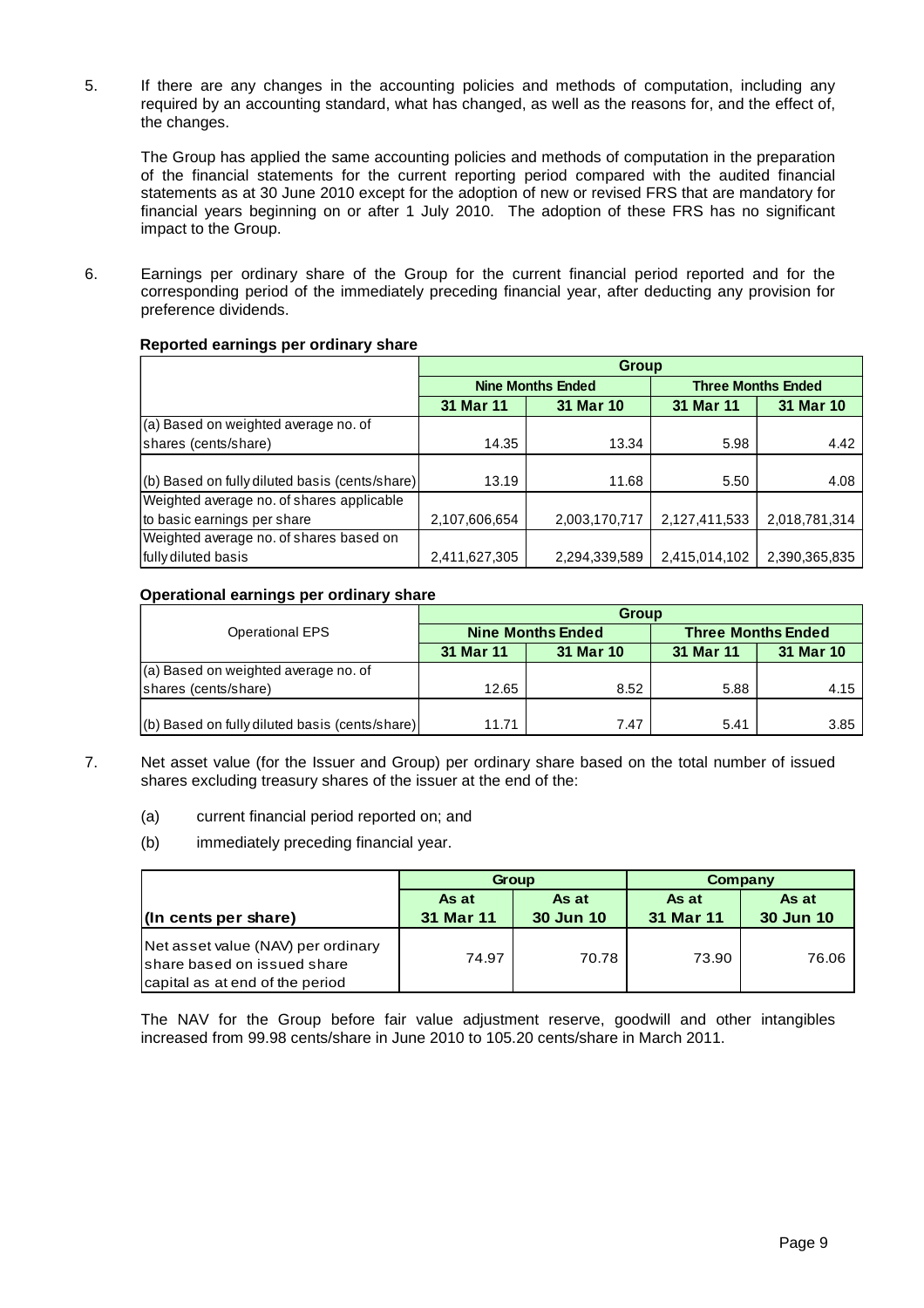5. If there are any changes in the accounting policies and methods of computation, including any required by an accounting standard, what has changed, as well as the reasons for, and the effect of, the changes.

   The Group has applied the same accounting policies and methods of computation in the preparation of the financial statements for the current reporting period compared with the audited financial statements as at 30 June 2010 except for the adoption of new or revised FRS that are mandatory for financial years beginning on or after 1 July 2010. The adoption of these FRS has no significant impact to the Group.

6. Earnings per ordinary share of the Group for the current financial period reported and for the corresponding period of the immediately preceding financial year, after deducting any provision for preference dividends.

**Reported earnings per ordinary share**

| | Group | | | |
|---|---|---|---|---|
| | Nine Months Ended | | Three Months Ended | |
| | 31 Mar 11 | 31 Mar 10 | 31 Mar 11 | 31 Mar 10 |
| (a) Based on weighted average no. of shares (cents/share) | 14.35 | 13.34 | 5.98 | 4.42 |
| (b) Based on fully diluted basis (cents/share) | 13.19 | 11.68 | 5.50 | 4.08 |
| Weighted average no. of shares applicable to basic earnings per share | 2,107,606,654 | 2,003,170,717 | 2,127,411,533 | 2,018,781,314 |
| Weighted average no. of shares based on fully diluted basis | 2,411,627,305 | 2,294,339,589 | 2,415,014,102 | 2,390,365,835 |

**Operational earnings per ordinary share**

| Operational EPS | Group | | | |
|---|---|---|---|---|
| | Nine Months Ended | | Three Months Ended | |
| | 31 Mar 11 | 31 Mar 10 | 31 Mar 11 | 31 Mar 10 |
| (a) Based on weighted average no. of shares (cents/share) | 12.65 | 8.52 | 5.88 | 4.15 |
| (b) Based on fully diluted basis (cents/share) | 11.71 | 7.47 | 5.41 | 3.85 |

7. Net asset value (for the Issuer and Group) per ordinary share based on the total number of issued shares excluding treasury shares of the issuer at the end of the:

   (a) current financial period reported on; and

   (b) immediately preceding financial year.

| | Group | | Company | |
|---|---|---|---|---|
| (In cents per share) | As at 31 Mar 11 | As at 30 Jun 10 | As at 31 Mar 11 | As at 30 Jun 10 |
| Net asset value (NAV) per ordinary share based on issued share capital as at end of the period | 74.97 | 70.78 | 73.90 | 76.06 |

The NAV for the Group before fair value adjustment reserve, goodwill and other intangibles increased from 99.98 cents/share in June 2010 to 105.20 cents/share in March 2011.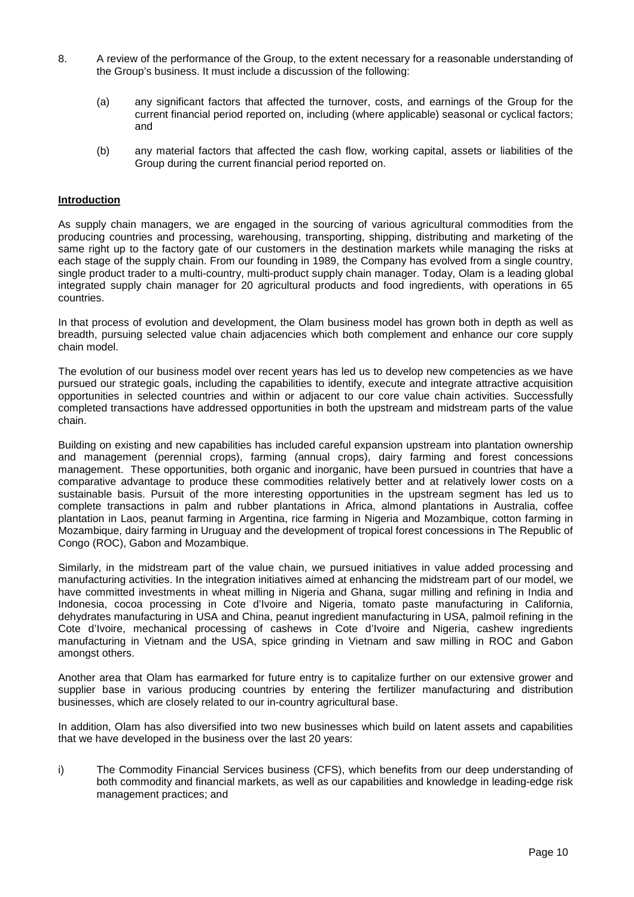8. A review of the performance of the Group, to the extent necessary for a reasonable understanding of the Group's business. It must include a discussion of the following:

   (a) any significant factors that affected the turnover, costs, and earnings of the Group for the current financial period reported on, including (where applicable) seasonal or cyclical factors; and

   (b) any material factors that affected the cash flow, working capital, assets or liabilities of the Group during the current financial period reported on.

**Introduction**

As supply chain managers, we are engaged in the sourcing of various agricultural commodities from the producing countries and processing, warehousing, transporting, shipping, distributing and marketing of the same right up to the factory gate of our customers in the destination markets while managing the risks at each stage of the supply chain. From our founding in 1989, the Company has evolved from a single country, single product trader to a multi-country, multi-product supply chain manager. Today, Olam is a leading global integrated supply chain manager for 20 agricultural products and food ingredients, with operations in 65 countries.

In that process of evolution and development, the Olam business model has grown both in depth as well as breadth, pursuing selected value chain adjacencies which both complement and enhance our core supply chain model.

The evolution of our business model over recent years has led us to develop new competencies as we have pursued our strategic goals, including the capabilities to identify, execute and integrate attractive acquisition opportunities in selected countries and within or adjacent to our core value chain activities. Successfully completed transactions have addressed opportunities in both the upstream and midstream parts of the value chain.

Building on existing and new capabilities has included careful expansion upstream into plantation ownership and management (perennial crops), farming (annual crops), dairy farming and forest concessions management. These opportunities, both organic and inorganic, have been pursued in countries that have a comparative advantage to produce these commodities relatively better and at relatively lower costs on a sustainable basis. Pursuit of the more interesting opportunities in the upstream segment has led us to complete transactions in palm and rubber plantations in Africa, almond plantations in Australia, coffee plantation in Laos, peanut farming in Argentina, rice farming in Nigeria and Mozambique, cotton farming in Mozambique, dairy farming in Uruguay and the development of tropical forest concessions in The Republic of Congo (ROC), Gabon and Mozambique.

Similarly, in the midstream part of the value chain, we pursued initiatives in value added processing and manufacturing activities. In the integration initiatives aimed at enhancing the midstream part of our model, we have committed investments in wheat milling in Nigeria and Ghana, sugar milling and refining in India and Indonesia, cocoa processing in Cote d'Ivoire and Nigeria, tomato paste manufacturing in California, dehydrates manufacturing in USA and China, peanut ingredient manufacturing in USA, palmoil refining in the Cote d'Ivoire, mechanical processing of cashews in Cote d'Ivoire and Nigeria, cashew ingredients manufacturing in Vietnam and the USA, spice grinding in Vietnam and saw milling in ROC and Gabon amongst others.

Another area that Olam has earmarked for future entry is to capitalize further on our extensive grower and supplier base in various producing countries by entering the fertilizer manufacturing and distribution businesses, which are closely related to our in-country agricultural base.

In addition, Olam has also diversified into two new businesses which build on latent assets and capabilities that we have developed in the business over the last 20 years:

i) The Commodity Financial Services business (CFS), which benefits from our deep understanding of both commodity and financial markets, as well as our capabilities and knowledge in leading-edge risk management practices; and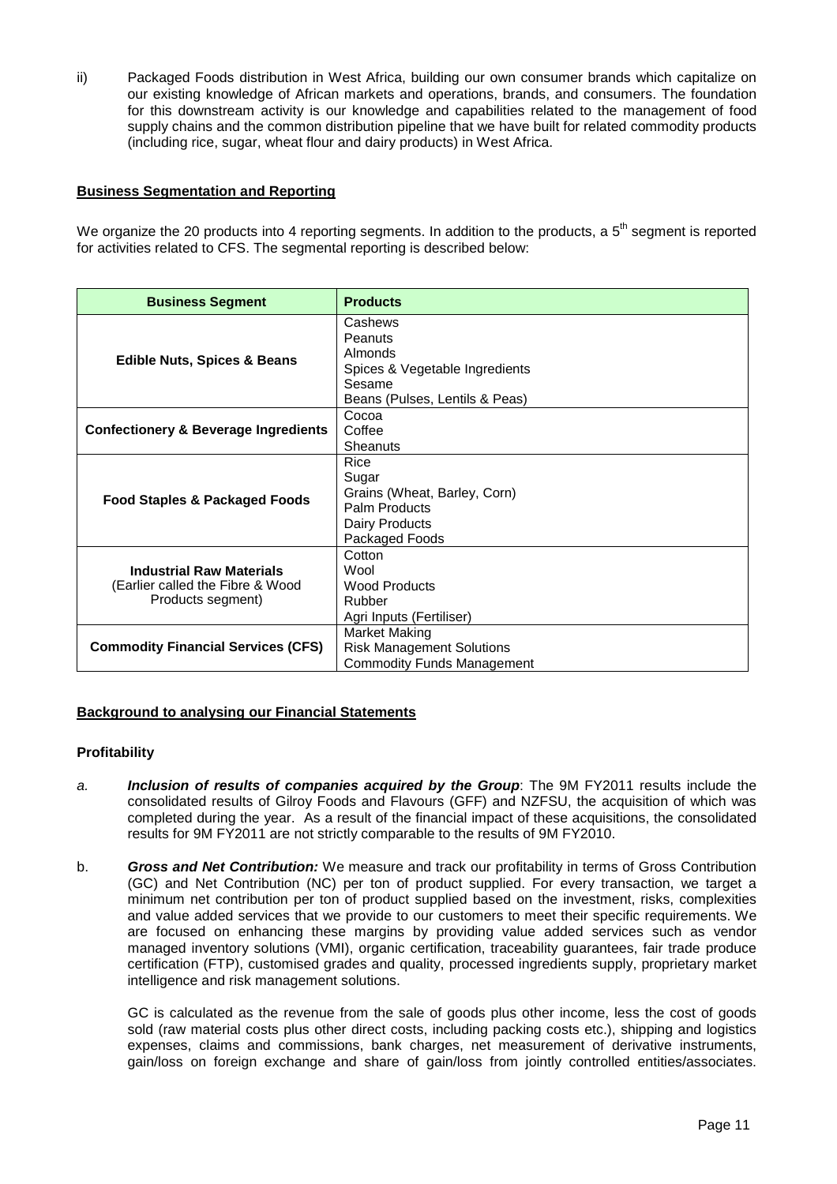ii) Packaged Foods distribution in West Africa, building our own consumer brands which capitalize on our existing knowledge of African markets and operations, brands, and consumers. The foundation for this downstream activity is our knowledge and capabilities related to the management of food supply chains and the common distribution pipeline that we have built for related commodity products (including rice, sugar, wheat flour and dairy products) in West Africa.

## Business Segmentation and Reporting

We organize the 20 products into 4 reporting segments. In addition to the products, a 5th segment is reported for activities related to CFS. The segmental reporting is described below:

| Business Segment | Products |
|---|---|
| **Edible Nuts, Spices & Beans** | Cashews<br>Peanuts<br>Almonds<br>Spices & Vegetable Ingredients<br>Sesame<br>Beans (Pulses, Lentils & Peas) |
| **Confectionery & Beverage Ingredients** | Cocoa<br>Coffee<br>Sheanuts |
| **Food Staples & Packaged Foods** | Rice<br>Sugar<br>Grains (Wheat, Barley, Corn)<br>Palm Products<br>Dairy Products<br>Packaged Foods |
| **Industrial Raw Materials** (Earlier called the Fibre & Wood Products segment) | Cotton<br>Wool<br>Wood Products<br>Rubber<br>Agri Inputs (Fertiliser) |
| **Commodity Financial Services (CFS)** | Market Making<br>Risk Management Solutions<br>Commodity Funds Management |

## Background to analysing our Financial Statements

### Profitability

a. ***Inclusion of results of companies acquired by the Group***: The 9M FY2011 results include the consolidated results of Gilroy Foods and Flavours (GFF) and NZFSU, the acquisition of which was completed during the year. As a result of the financial impact of these acquisitions, the consolidated results for 9M FY2011 are not strictly comparable to the results of 9M FY2010.

b. ***Gross and Net Contribution:*** We measure and track our profitability in terms of Gross Contribution (GC) and Net Contribution (NC) per ton of product supplied. For every transaction, we target a minimum net contribution per ton of product supplied based on the investment, risks, complexities and value added services that we provide to our customers to meet their specific requirements. We are focused on enhancing these margins by providing value added services such as vendor managed inventory solutions (VMI), organic certification, traceability guarantees, fair trade produce certification (FTP), customised grades and quality, processed ingredients supply, proprietary market intelligence and risk management solutions.

   GC is calculated as the revenue from the sale of goods plus other income, less the cost of goods sold (raw material costs plus other direct costs, including packing costs etc.), shipping and logistics expenses, claims and commissions, bank charges, net measurement of derivative instruments, gain/loss on foreign exchange and share of gain/loss from jointly controlled entities/associates.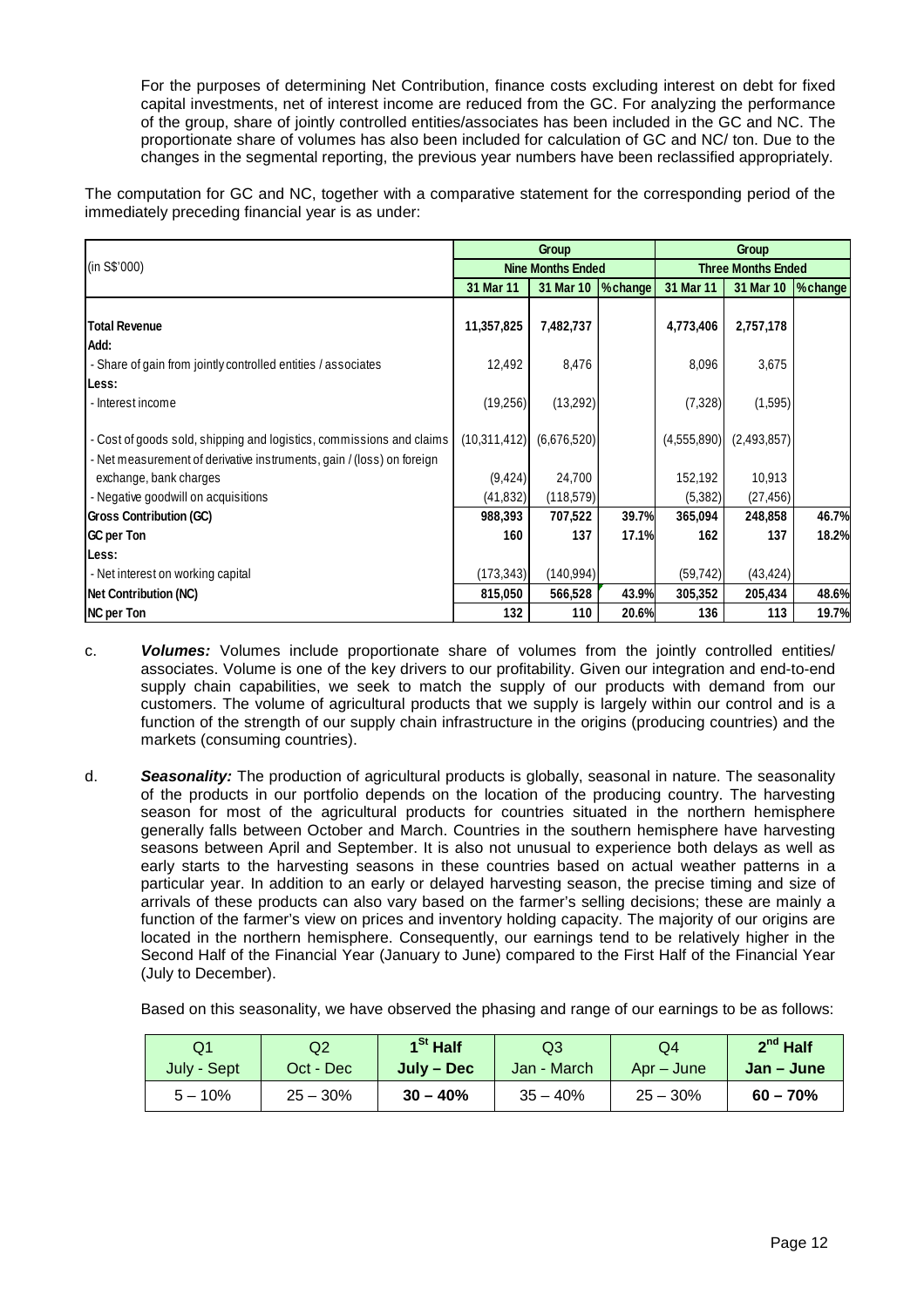For the purposes of determining Net Contribution, finance costs excluding interest on debt for fixed capital investments, net of interest income are reduced from the GC. For analyzing the performance of the group, share of jointly controlled entities/associates has been included in the GC and NC. The proportionate share of volumes has also been included for calculation of GC and NC/ ton. Due to the changes in the segmental reporting, the previous year numbers have been reclassified appropriately.

The computation for GC and NC, together with a comparative statement for the corresponding period of the immediately preceding financial year is as under:

| (in S$'000) | Group | | | Group | | |
|---|---|---|---|---|---|---|
| | Nine Months Ended | | | Three Months Ended | | |
| | 31 Mar 11 | 31 Mar 10 | %change | 31 Mar 11 | 31 Mar 10 | %change |
| **Total Revenue** | 11,357,825 | 7,482,737 | | 4,773,406 | 2,757,178 | |
| **Add:** | | | | | | |
| - Share of gain from jointly controlled entities / associates | 12,492 | 8,476 | | 8,096 | 3,675 | |
| **Less:** | | | | | | |
| - Interest income | (19,256) | (13,292) | | (7,328) | (1,595) | |
| - Cost of goods sold, shipping and logistics, commissions and claims | (10,311,412) | (6,676,520) | | (4,555,890) | (2,493,857) | |
| - Net measurement of derivative instruments, gain / (loss) on foreign exchange, bank charges | (9,424) | 24,700 | | 152,192 | 10,913 | |
| - Negative goodwill on acquisitions | (41,832) | (118,579) | | (5,382) | (27,456) | |
| **Gross Contribution (GC)** | 988,393 | 707,522 | 39.7% | 365,094 | 248,858 | 46.7% |
| **GC per Ton** | 160 | 137 | 17.1% | 162 | 137 | 18.2% |
| **Less:** | | | | | | |
| - Net interest on working capital | (173,343) | (140,994) | | (59,742) | (43,424) | |
| **Net Contribution (NC)** | 815,050 | 566,528 | 43.9% | 305,352 | 205,434 | 48.6% |
| **NC per Ton** | 132 | 110 | 20.6% | 136 | 113 | 19.7% |

c. ***Volumes:*** Volumes include proportionate share of volumes from the jointly controlled entities/ associates. Volume is one of the key drivers to our profitability. Given our integration and end-to-end supply chain capabilities, we seek to match the supply of our products with demand from our customers. The volume of agricultural products that we supply is largely within our control and is a function of the strength of our supply chain infrastructure in the origins (producing countries) and the markets (consuming countries).

d. ***Seasonality:*** The production of agricultural products is globally, seasonal in nature. The seasonality of the products in our portfolio depends on the location of the producing country. The harvesting season for most of the agricultural products for countries situated in the northern hemisphere generally falls between October and March. Countries in the southern hemisphere have harvesting seasons between April and September. It is also not unusual to experience both delays as well as early starts to the harvesting seasons in these countries based on actual weather patterns in a particular year. In addition to an early or delayed harvesting season, the precise timing and size of arrivals of these products can also vary based on the farmer's selling decisions; these are mainly a function of the farmer's view on prices and inventory holding capacity. The majority of our origins are located in the northern hemisphere. Consequently, our earnings tend to be relatively higher in the Second Half of the Financial Year (January to June) compared to the First Half of the Financial Year (July to December).

Based on this seasonality, we have observed the phasing and range of our earnings to be as follows:

| Q1 July - Sept | Q2 Oct - Dec | **1st Half July – Dec** | Q3 Jan - March | Q4 Apr – June | **2nd Half Jan – June** |
|---|---|---|---|---|---|
| 5 – 10% | 25 – 30% | **30 – 40%** | 35 – 40% | 25 – 30% | **60 – 70%** |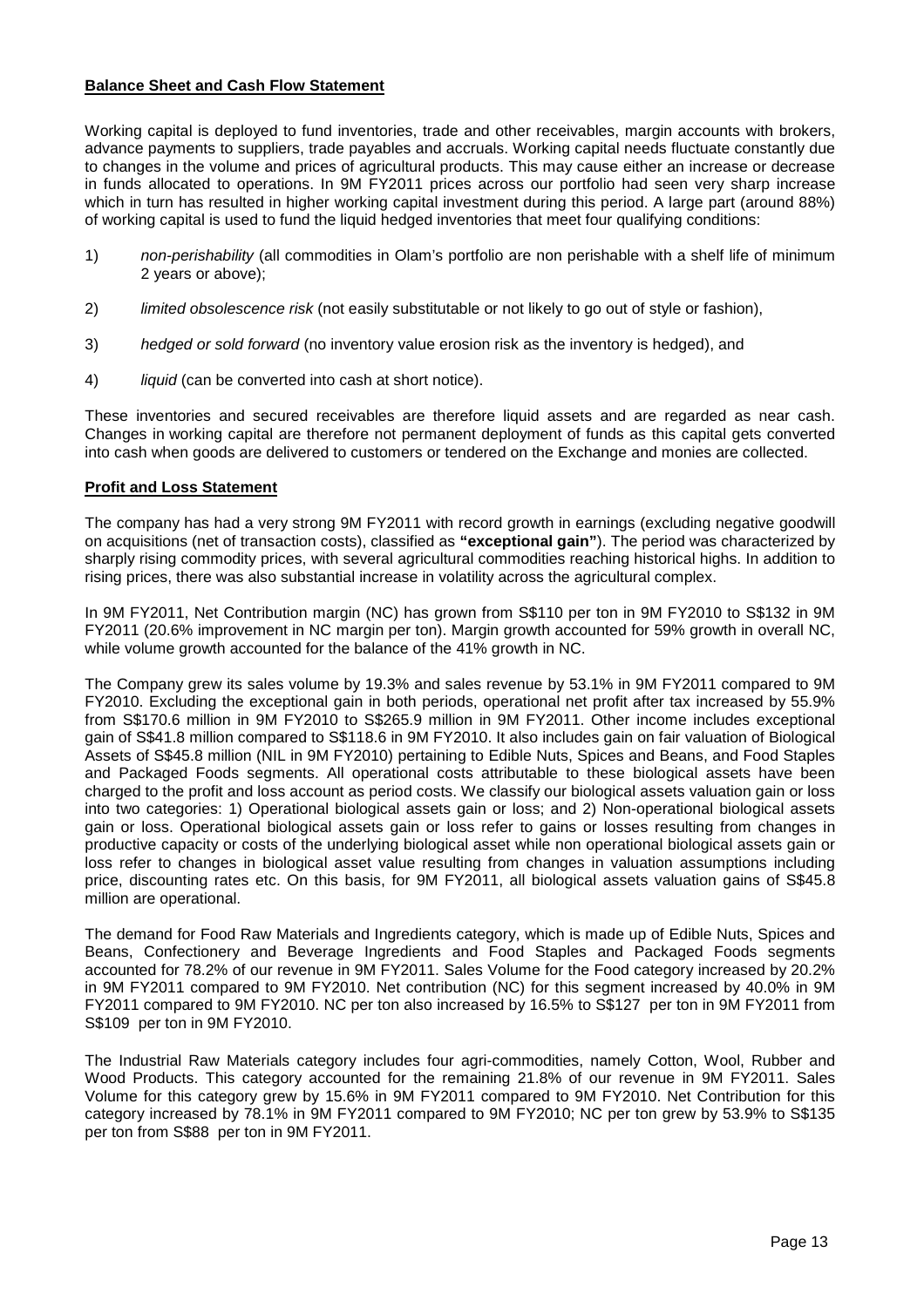## **Balance Sheet and Cash Flow Statement**

Working capital is deployed to fund inventories, trade and other receivables, margin accounts with brokers, advance payments to suppliers, trade payables and accruals. Working capital needs fluctuate constantly due to changes in the volume and prices of agricultural products. This may cause either an increase or decrease in funds allocated to operations. In 9M FY2011 prices across our portfolio had seen very sharp increase which in turn has resulted in higher working capital investment during this period. A large part (around 88%) of working capital is used to fund the liquid hedged inventories that meet four qualifying conditions:

1) *non-perishability* (all commodities in Olam's portfolio are non perishable with a shelf life of minimum 2 years or above);

2) *limited obsolescence risk* (not easily substitutable or not likely to go out of style or fashion),

3) *hedged or sold forward* (no inventory value erosion risk as the inventory is hedged), and

4) *liquid* (can be converted into cash at short notice).

These inventories and secured receivables are therefore liquid assets and are regarded as near cash. Changes in working capital are therefore not permanent deployment of funds as this capital gets converted into cash when goods are delivered to customers or tendered on the Exchange and monies are collected.

## **Profit and Loss Statement**

The company has had a very strong 9M FY2011 with record growth in earnings (excluding negative goodwill on acquisitions (net of transaction costs), classified as **"exceptional gain"**). The period was characterized by sharply rising commodity prices, with several agricultural commodities reaching historical highs. In addition to rising prices, there was also substantial increase in volatility across the agricultural complex.

In 9M FY2011, Net Contribution margin (NC) has grown from S$110 per ton in 9M FY2010 to S$132 in 9M FY2011 (20.6% improvement in NC margin per ton). Margin growth accounted for 59% growth in overall NC, while volume growth accounted for the balance of the 41% growth in NC.

The Company grew its sales volume by 19.3% and sales revenue by 53.1% in 9M FY2011 compared to 9M FY2010. Excluding the exceptional gain in both periods, operational net profit after tax increased by 55.9% from S$170.6 million in 9M FY2010 to S$265.9 million in 9M FY2011. Other income includes exceptional gain of S$41.8 million compared to S$118.6 in 9M FY2010. It also includes gain on fair valuation of Biological Assets of S$45.8 million (NIL in 9M FY2010) pertaining to Edible Nuts, Spices and Beans, and Food Staples and Packaged Foods segments. All operational costs attributable to these biological assets have been charged to the profit and loss account as period costs. We classify our biological assets valuation gain or loss into two categories: 1) Operational biological assets gain or loss; and 2) Non-operational biological assets gain or loss. Operational biological assets gain or loss refer to gains or losses resulting from changes in productive capacity or costs of the underlying biological asset while non operational biological assets gain or loss refer to changes in biological asset value resulting from changes in valuation assumptions including price, discounting rates etc. On this basis, for 9M FY2011, all biological assets valuation gains of S$45.8 million are operational.

The demand for Food Raw Materials and Ingredients category, which is made up of Edible Nuts, Spices and Beans, Confectionery and Beverage Ingredients and Food Staples and Packaged Foods segments accounted for 78.2% of our revenue in 9M FY2011. Sales Volume for the Food category increased by 20.2% in 9M FY2011 compared to 9M FY2010. Net contribution (NC) for this segment increased by 40.0% in 9M FY2011 compared to 9M FY2010. NC per ton also increased by 16.5% to S$127 per ton in 9M FY2011 from S$109 per ton in 9M FY2010.

The Industrial Raw Materials category includes four agri-commodities, namely Cotton, Wool, Rubber and Wood Products. This category accounted for the remaining 21.8% of our revenue in 9M FY2011. Sales Volume for this category grew by 15.6% in 9M FY2011 compared to 9M FY2010. Net Contribution for this category increased by 78.1% in 9M FY2011 compared to 9M FY2010; NC per ton grew by 53.9% to S$135 per ton from S$88 per ton in 9M FY2011.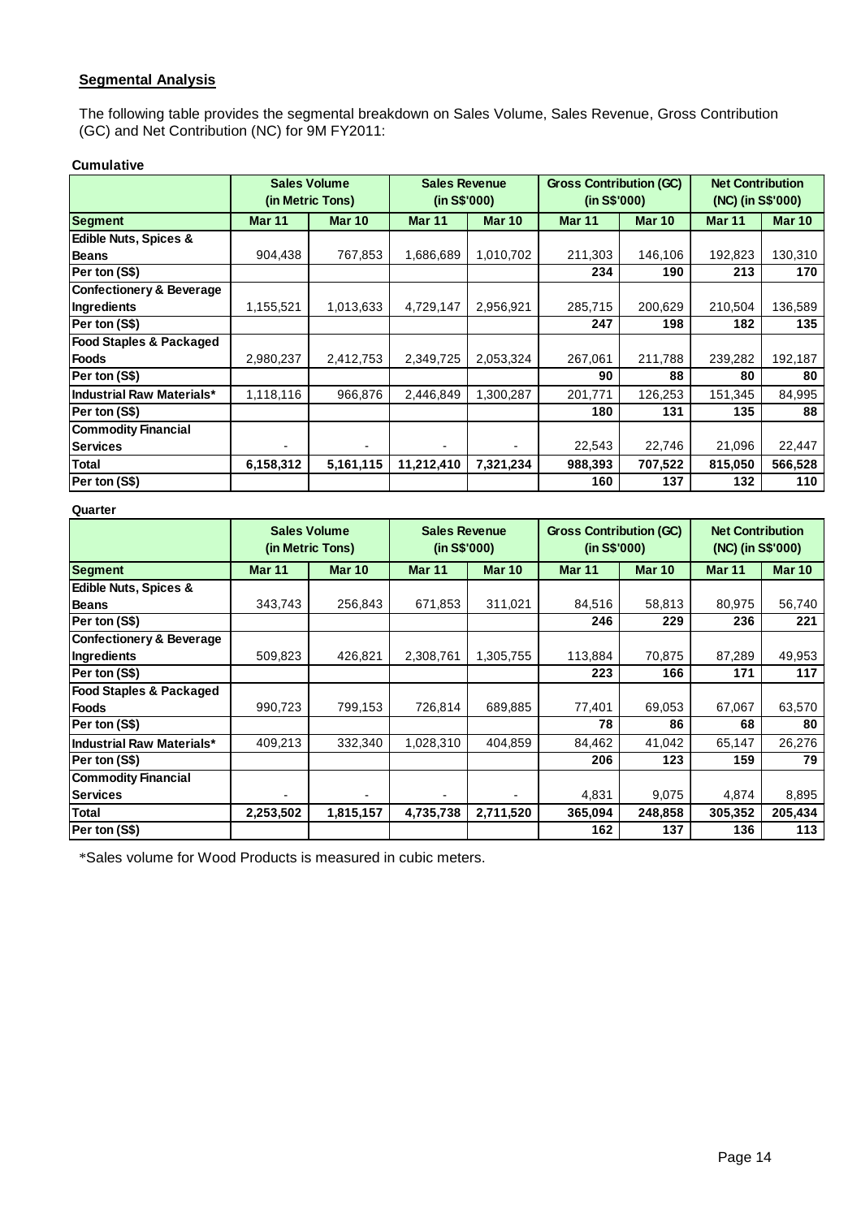## Segmental Analysis

The following table provides the segmental breakdown on Sales Volume, Sales Revenue, Gross Contribution (GC) and Net Contribution (NC) for 9M FY2011:

**Cumulative**

| | Sales Volume (in Metric Tons) | | Sales Revenue (in S$'000) | | Gross Contribution (GC) (in S$'000) | | Net Contribution (NC) (in S$'000) | |
|---|---|---|---|---|---|---|---|---|
| **Segment** | **Mar 11** | **Mar 10** | **Mar 11** | **Mar 10** | **Mar 11** | **Mar 10** | **Mar 11** | **Mar 10** |
| **Edible Nuts, Spices & Beans** | 904,438 | 767,853 | 1,686,689 | 1,010,702 | 211,303 | 146,106 | 192,823 | 130,310 |
| **Per ton (S$)** | | | | | **234** | **190** | **213** | **170** |
| **Confectionery & Beverage Ingredients** | 1,155,521 | 1,013,633 | 4,729,147 | 2,956,921 | 285,715 | 200,629 | 210,504 | 136,589 |
| **Per ton (S$)** | | | | | **247** | **198** | **182** | **135** |
| **Food Staples & Packaged Foods** | 2,980,237 | 2,412,753 | 2,349,725 | 2,053,324 | 267,061 | 211,788 | 239,282 | 192,187 |
| **Per ton (S$)** | | | | | **90** | **88** | **80** | **80** |
| **Industrial Raw Materials*** | 1,118,116 | 966,876 | 2,446,849 | 1,300,287 | 201,771 | 126,253 | 151,345 | 84,995 |
| **Per ton (S$)** | | | | | **180** | **131** | **135** | **88** |
| **Commodity Financial Services** | - | - | - | - | 22,543 | 22,746 | 21,096 | 22,447 |
| **Total** | **6,158,312** | **5,161,115** | **11,212,410** | **7,321,234** | **988,393** | **707,522** | **815,050** | **566,528** |
| **Per ton (S$)** | | | | | **160** | **137** | **132** | **110** |

**Quarter**

| | Sales Volume (in Metric Tons) | | Sales Revenue (in S$'000) | | Gross Contribution (GC) (in S$'000) | | Net Contribution (NC) (in S$'000) | |
|---|---|---|---|---|---|---|---|---|
| **Segment** | **Mar 11** | **Mar 10** | **Mar 11** | **Mar 10** | **Mar 11** | **Mar 10** | **Mar 11** | **Mar 10** |
| **Edible Nuts, Spices & Beans** | 343,743 | 256,843 | 671,853 | 311,021 | 84,516 | 58,813 | 80,975 | 56,740 |
| **Per ton (S$)** | | | | | **246** | **229** | **236** | **221** |
| **Confectionery & Beverage Ingredients** | 509,823 | 426,821 | 2,308,761 | 1,305,755 | 113,884 | 70,875 | 87,289 | 49,953 |
| **Per ton (S$)** | | | | | **223** | **166** | **171** | **117** |
| **Food Staples & Packaged Foods** | 990,723 | 799,153 | 726,814 | 689,885 | 77,401 | 69,053 | 67,067 | 63,570 |
| **Per ton (S$)** | | | | | **78** | **86** | **68** | **80** |
| **Industrial Raw Materials*** | 409,213 | 332,340 | 1,028,310 | 404,859 | 84,462 | 41,042 | 65,147 | 26,276 |
| **Per ton (S$)** | | | | | **206** | **123** | **159** | **79** |
| **Commodity Financial Services** | - | - | - | - | 4,831 | 9,075 | 4,874 | 8,895 |
| **Total** | **2,253,502** | **1,815,157** | **4,735,738** | **2,711,520** | **365,094** | **248,858** | **305,352** | **205,434** |
| **Per ton (S$)** | | | | | **162** | **137** | **136** | **113** |

*Sales volume for Wood Products is measured in cubic meters.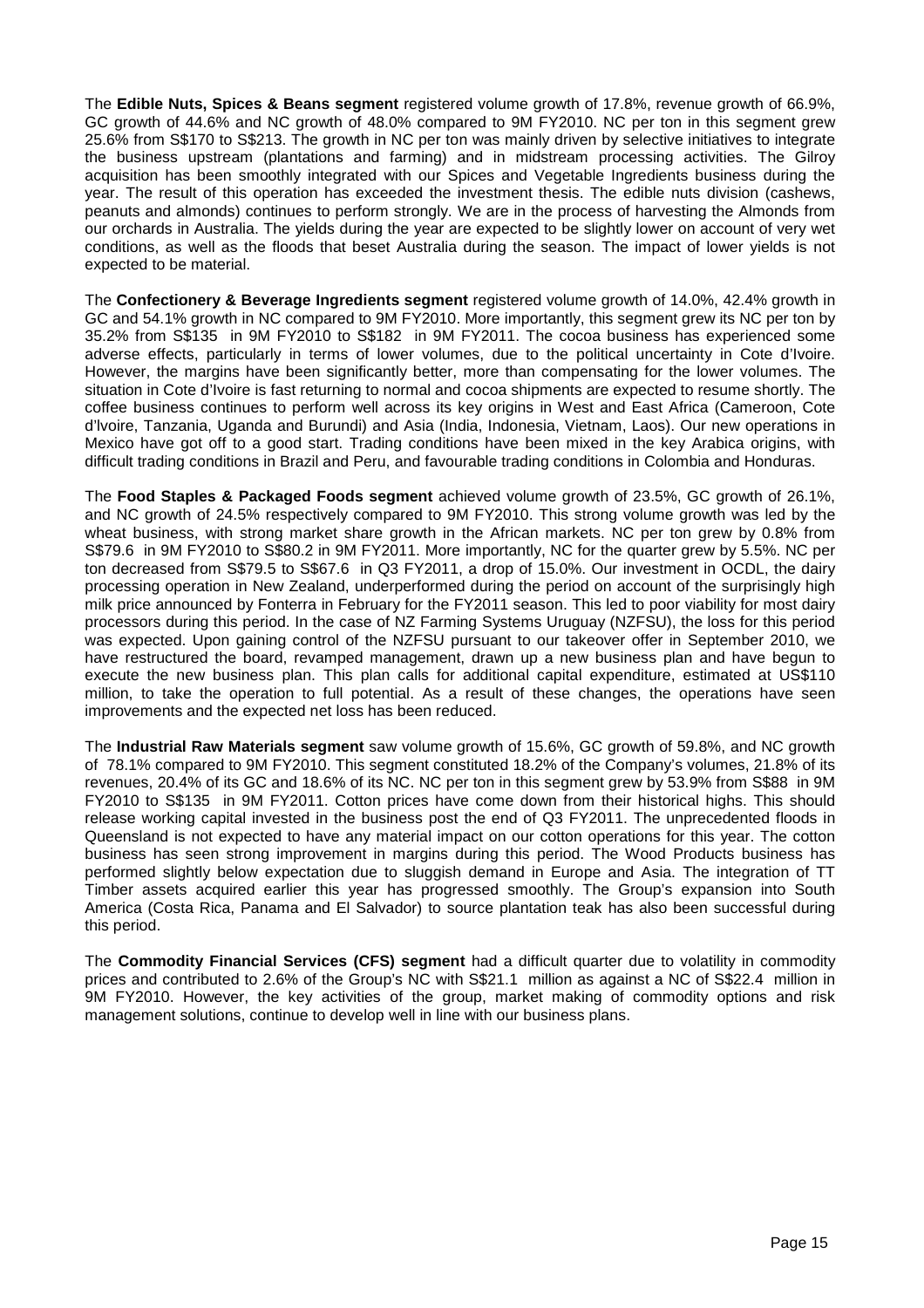The **Edible Nuts, Spices & Beans segment** registered volume growth of 17.8%, revenue growth of 66.9%, GC growth of 44.6% and NC growth of 48.0% compared to 9M FY2010. NC per ton in this segment grew 25.6% from S$170 to S$213. The growth in NC per ton was mainly driven by selective initiatives to integrate the business upstream (plantations and farming) and in midstream processing activities. The Gilroy acquisition has been smoothly integrated with our Spices and Vegetable Ingredients business during the year. The result of this operation has exceeded the investment thesis. The edible nuts division (cashews, peanuts and almonds) continues to perform strongly. We are in the process of harvesting the Almonds from our orchards in Australia. The yields during the year are expected to be slightly lower on account of very wet conditions, as well as the floods that beset Australia during the season. The impact of lower yields is not expected to be material.

The **Confectionery & Beverage Ingredients segment** registered volume growth of 14.0%, 42.4% growth in GC and 54.1% growth in NC compared to 9M FY2010. More importantly, this segment grew its NC per ton by 35.2% from S$135 in 9M FY2010 to S$182 in 9M FY2011. The cocoa business has experienced some adverse effects, particularly in terms of lower volumes, due to the political uncertainty in Cote d'Ivoire. However, the margins have been significantly better, more than compensating for the lower volumes. The situation in Cote d'Ivoire is fast returning to normal and cocoa shipments are expected to resume shortly. The coffee business continues to perform well across its key origins in West and East Africa (Cameroon, Cote d'Ivoire, Tanzania, Uganda and Burundi) and Asia (India, Indonesia, Vietnam, Laos). Our new operations in Mexico have got off to a good start. Trading conditions have been mixed in the key Arabica origins, with difficult trading conditions in Brazil and Peru, and favourable trading conditions in Colombia and Honduras.

The **Food Staples & Packaged Foods segment** achieved volume growth of 23.5%, GC growth of 26.1%, and NC growth of 24.5% respectively compared to 9M FY2010. This strong volume growth was led by the wheat business, with strong market share growth in the African markets. NC per ton grew by 0.8% from S$79.6 in 9M FY2010 to S$80.2 in 9M FY2011. More importantly, NC for the quarter grew by 5.5%. NC per ton decreased from S$79.5 to S$67.6 in Q3 FY2011, a drop of 15.0%. Our investment in OCDL, the dairy processing operation in New Zealand, underperformed during the period on account of the surprisingly high milk price announced by Fonterra in February for the FY2011 season. This led to poor viability for most dairy processors during this period. In the case of NZ Farming Systems Uruguay (NZFSU), the loss for this period was expected. Upon gaining control of the NZFSU pursuant to our takeover offer in September 2010, we have restructured the board, revamped management, drawn up a new business plan and have begun to execute the new business plan. This plan calls for additional capital expenditure, estimated at US$110 million, to take the operation to full potential. As a result of these changes, the operations have seen improvements and the expected net loss has been reduced.

The **Industrial Raw Materials segment** saw volume growth of 15.6%, GC growth of 59.8%, and NC growth of 78.1% compared to 9M FY2010. This segment constituted 18.2% of the Company's volumes, 21.8% of its revenues, 20.4% of its GC and 18.6% of its NC. NC per ton in this segment grew by 53.9% from S$88 in 9M FY2010 to S$135 in 9M FY2011. Cotton prices have come down from their historical highs. This should release working capital invested in the business post the end of Q3 FY2011. The unprecedented floods in Queensland is not expected to have any material impact on our cotton operations for this year. The cotton business has seen strong improvement in margins during this period. The Wood Products business has performed slightly below expectation due to sluggish demand in Europe and Asia. The integration of TT Timber assets acquired earlier this year has progressed smoothly. The Group's expansion into South America (Costa Rica, Panama and El Salvador) to source plantation teak has also been successful during this period.

The **Commodity Financial Services (CFS) segment** had a difficult quarter due to volatility in commodity prices and contributed to 2.6% of the Group's NC with S$21.1 million as against a NC of S$22.4 million in 9M FY2010. However, the key activities of the group, market making of commodity options and risk management solutions, continue to develop well in line with our business plans.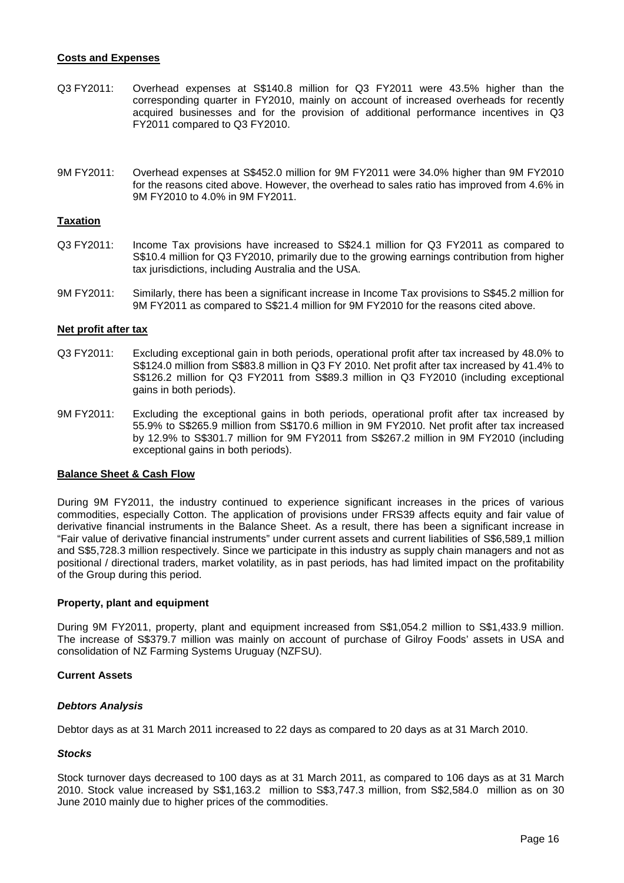**Costs and Expenses**

Q3 FY2011: Overhead expenses at S$140.8 million for Q3 FY2011 were 43.5% higher than the corresponding quarter in FY2010, mainly on account of increased overheads for recently acquired businesses and for the provision of additional performance incentives in Q3 FY2011 compared to Q3 FY2010.

9M FY2011: Overhead expenses at S$452.0 million for 9M FY2011 were 34.0% higher than 9M FY2010 for the reasons cited above. However, the overhead to sales ratio has improved from 4.6% in 9M FY2010 to 4.0% in 9M FY2011.

**Taxation**

Q3 FY2011: Income Tax provisions have increased to S$24.1 million for Q3 FY2011 as compared to S$10.4 million for Q3 FY2010, primarily due to the growing earnings contribution from higher tax jurisdictions, including Australia and the USA.

9M FY2011: Similarly, there has been a significant increase in Income Tax provisions to S$45.2 million for 9M FY2011 as compared to S$21.4 million for 9M FY2010 for the reasons cited above.

**Net profit after tax**

Q3 FY2011: Excluding exceptional gain in both periods, operational profit after tax increased by 48.0% to S$124.0 million from S$83.8 million in Q3 FY 2010. Net profit after tax increased by 41.4% to S$126.2 million for Q3 FY2011 from S$89.3 million in Q3 FY2010 (including exceptional gains in both periods).

9M FY2011: Excluding the exceptional gains in both periods, operational profit after tax increased by 55.9% to S$265.9 million from S$170.6 million in 9M FY2010. Net profit after tax increased by 12.9% to S$301.7 million for 9M FY2011 from S$267.2 million in 9M FY2010 (including exceptional gains in both periods).

**Balance Sheet & Cash Flow**

During 9M FY2011, the industry continued to experience significant increases in the prices of various commodities, especially Cotton. The application of provisions under FRS39 affects equity and fair value of derivative financial instruments in the Balance Sheet. As a result, there has been a significant increase in "Fair value of derivative financial instruments" under current assets and current liabilities of S$6,589,1 million and S$5,728.3 million respectively. Since we participate in this industry as supply chain managers and not as positional / directional traders, market volatility, as in past periods, has had limited impact on the profitability of the Group during this period.

**Property, plant and equipment**

During 9M FY2011, property, plant and equipment increased from S$1,054.2 million to S$1,433.9 million. The increase of S$379.7 million was mainly on account of purchase of Gilroy Foods' assets in USA and consolidation of NZ Farming Systems Uruguay (NZFSU).

**Current Assets**

***Debtors Analysis***

Debtor days as at 31 March 2011 increased to 22 days as compared to 20 days as at 31 March 2010.

***Stocks***

Stock turnover days decreased to 100 days as at 31 March 2011, as compared to 106 days as at 31 March 2010. Stock value increased by S$1,163.2 million to S$3,747.3 million, from S$2,584.0 million as on 30 June 2010 mainly due to higher prices of the commodities.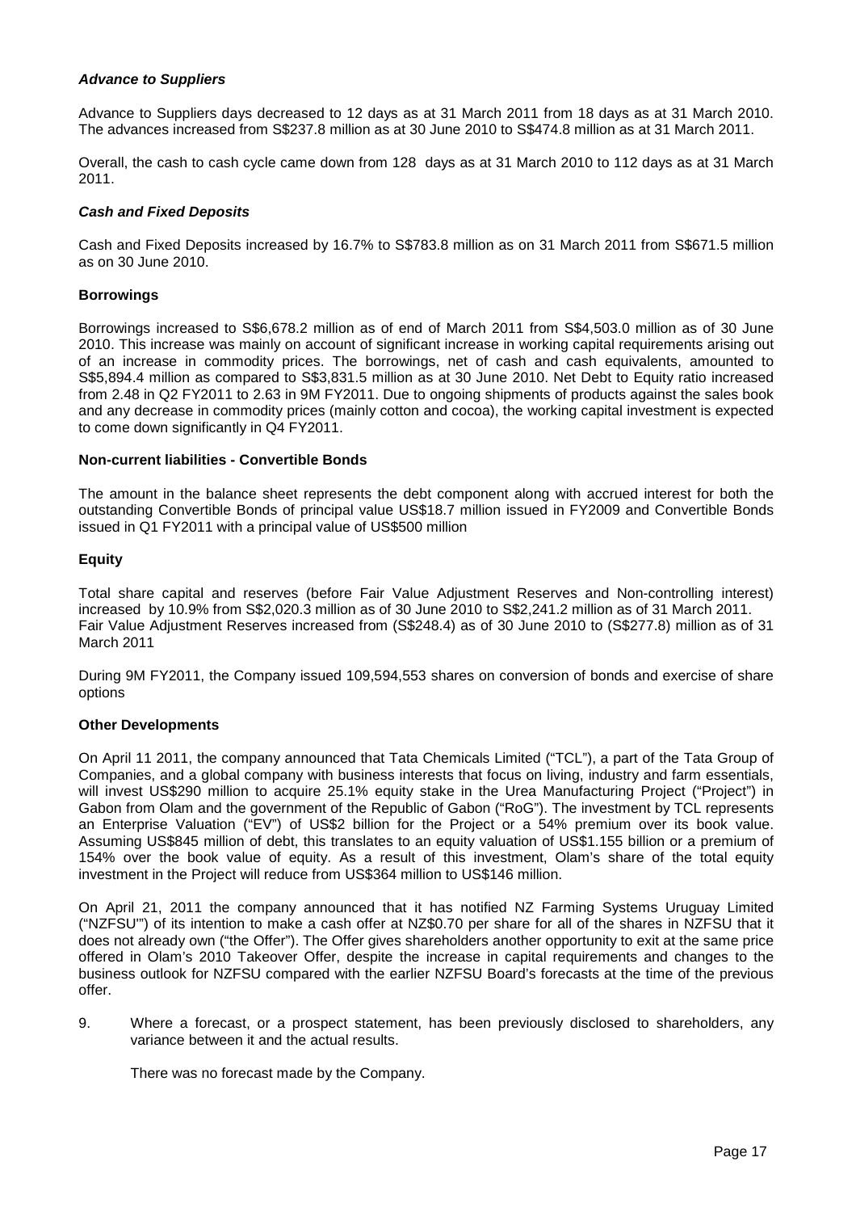***Advance to Suppliers***

Advance to Suppliers days decreased to 12 days as at 31 March 2011 from 18 days as at 31 March 2010. The advances increased from S$237.8 million as at 30 June 2010 to S$474.8 million as at 31 March 2011.

Overall, the cash to cash cycle came down from 128 days as at 31 March 2010 to 112 days as at 31 March 2011.

***Cash and Fixed Deposits***

Cash and Fixed Deposits increased by 16.7% to S$783.8 million as on 31 March 2011 from S$671.5 million as on 30 June 2010.

**Borrowings**

Borrowings increased to S$6,678.2 million as of end of March 2011 from S$4,503.0 million as of 30 June 2010. This increase was mainly on account of significant increase in working capital requirements arising out of an increase in commodity prices. The borrowings, net of cash and cash equivalents, amounted to S$5,894.4 million as compared to S$3,831.5 million as at 30 June 2010. Net Debt to Equity ratio increased from 2.48 in Q2 FY2011 to 2.63 in 9M FY2011. Due to ongoing shipments of products against the sales book and any decrease in commodity prices (mainly cotton and cocoa), the working capital investment is expected to come down significantly in Q4 FY2011.

**Non-current liabilities - Convertible Bonds**

The amount in the balance sheet represents the debt component along with accrued interest for both the outstanding Convertible Bonds of principal value US$18.7 million issued in FY2009 and Convertible Bonds issued in Q1 FY2011 with a principal value of US$500 million

**Equity**

Total share capital and reserves (before Fair Value Adjustment Reserves and Non-controlling interest) increased by 10.9% from S$2,020.3 million as of 30 June 2010 to S$2,241.2 million as of 31 March 2011.
Fair Value Adjustment Reserves increased from (S$248.4) as of 30 June 2010 to (S$277.8) million as of 31 March 2011

During 9M FY2011, the Company issued 109,594,553 shares on conversion of bonds and exercise of share options

**Other Developments**

On April 11 2011, the company announced that Tata Chemicals Limited ("TCL"), a part of the Tata Group of Companies, and a global company with business interests that focus on living, industry and farm essentials, will invest US$290 million to acquire 25.1% equity stake in the Urea Manufacturing Project ("Project") in Gabon from Olam and the government of the Republic of Gabon ("RoG"). The investment by TCL represents an Enterprise Valuation ("EV") of US$2 billion for the Project or a 54% premium over its book value. Assuming US$845 million of debt, this translates to an equity valuation of US$1.155 billion or a premium of 154% over the book value of equity. As a result of this investment, Olam's share of the total equity investment in the Project will reduce from US$364 million to US$146 million.

On April 21, 2011 the company announced that it has notified NZ Farming Systems Uruguay Limited ("NZFSU'") of its intention to make a cash offer at NZ$0.70 per share for all of the shares in NZFSU that it does not already own ("the Offer"). The Offer gives shareholders another opportunity to exit at the same price offered in Olam's 2010 Takeover Offer, despite the increase in capital requirements and changes to the business outlook for NZFSU compared with the earlier NZFSU Board's forecasts at the time of the previous offer.

9. Where a forecast, or a prospect statement, has been previously disclosed to shareholders, any variance between it and the actual results.

   There was no forecast made by the Company.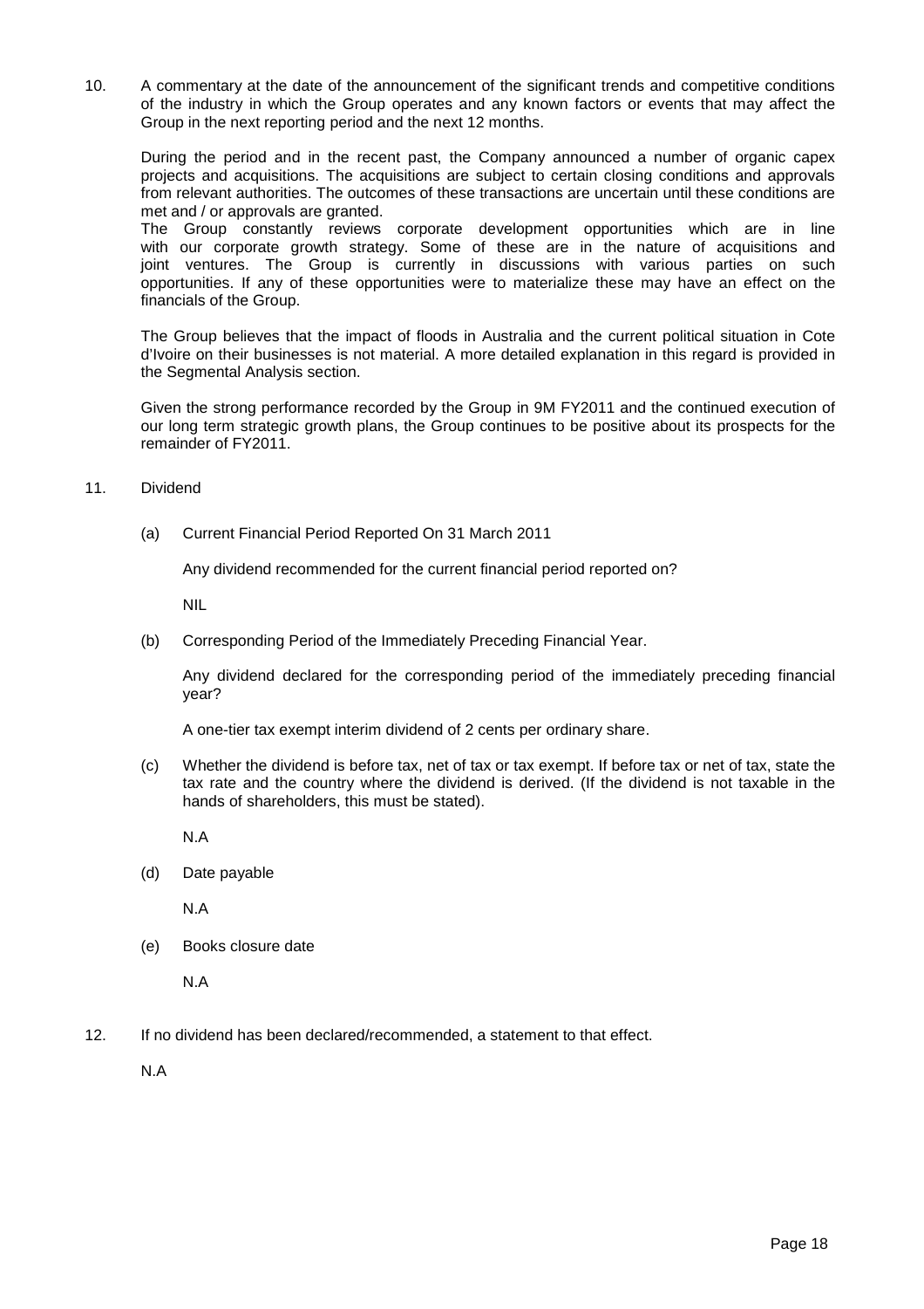10. A commentary at the date of the announcement of the significant trends and competitive conditions of the industry in which the Group operates and any known factors or events that may affect the Group in the next reporting period and the next 12 months.

    During the period and in the recent past, the Company announced a number of organic capex projects and acquisitions. The acquisitions are subject to certain closing conditions and approvals from relevant authorities. The outcomes of these transactions are uncertain until these conditions are met and / or approvals are granted.
    The Group constantly reviews corporate development opportunities which are in line with our corporate growth strategy. Some of these are in the nature of acquisitions and joint ventures. The Group is currently in discussions with various parties on such opportunities. If any of these opportunities were to materialize these may have an effect on the financials of the Group.

    The Group believes that the impact of floods in Australia and the current political situation in Cote d'Ivoire on their businesses is not material. A more detailed explanation in this regard is provided in the Segmental Analysis section.

    Given the strong performance recorded by the Group in 9M FY2011 and the continued execution of our long term strategic growth plans, the Group continues to be positive about its prospects for the remainder of FY2011.

11. Dividend

    (a) Current Financial Period Reported On 31 March 2011

        Any dividend recommended for the current financial period reported on?

        NIL

    (b) Corresponding Period of the Immediately Preceding Financial Year.

        Any dividend declared for the corresponding period of the immediately preceding financial year?

        A one-tier tax exempt interim dividend of 2 cents per ordinary share.

    (c) Whether the dividend is before tax, net of tax or tax exempt. If before tax or net of tax, state the tax rate and the country where the dividend is derived. (If the dividend is not taxable in the hands of shareholders, this must be stated).

        N.A

    (d) Date payable

        N.A

    (e) Books closure date

        N.A

12. If no dividend has been declared/recommended, a statement to that effect.

    N.A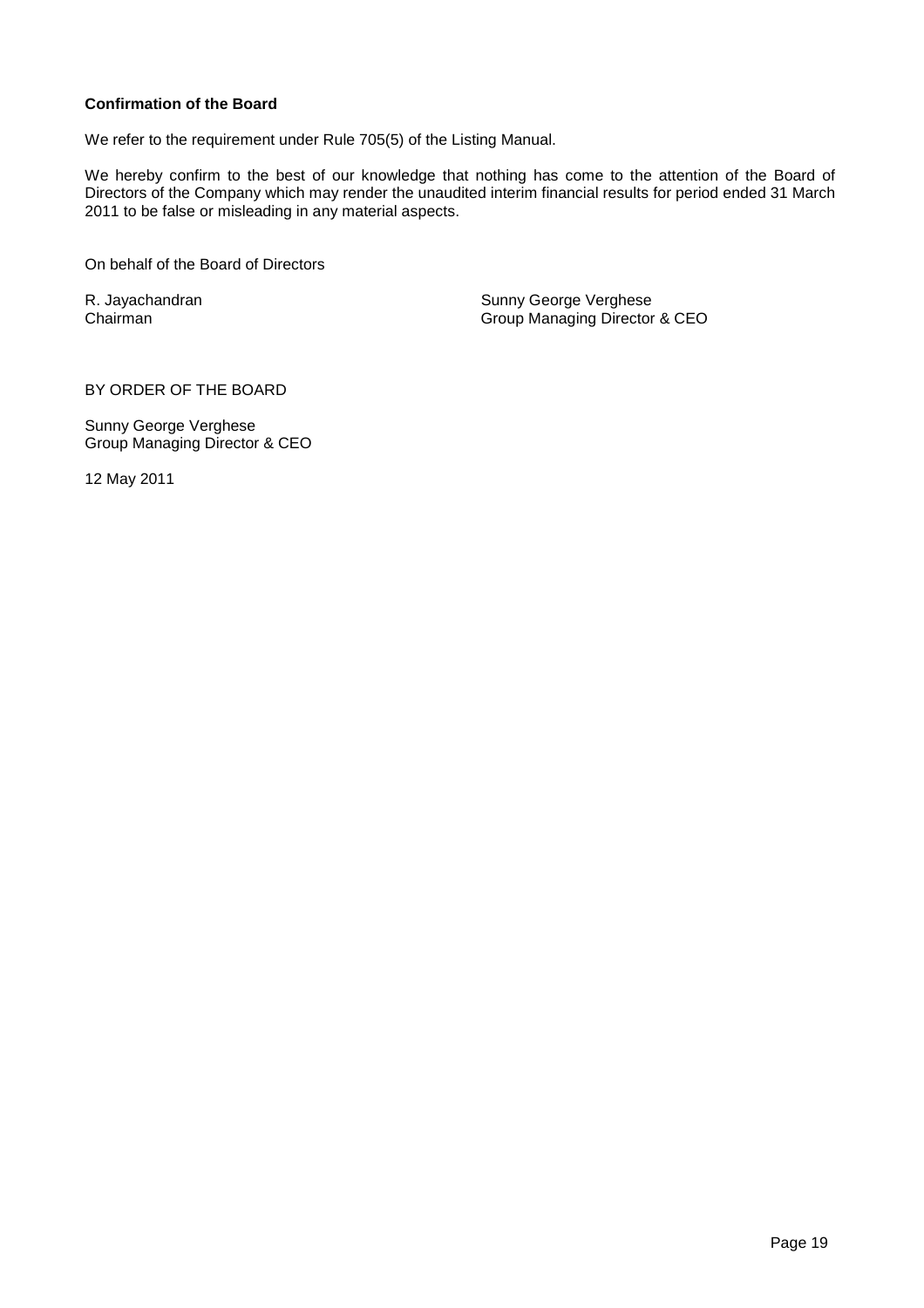**Confirmation of the Board**

We refer to the requirement under Rule 705(5) of the Listing Manual.

We hereby confirm to the best of our knowledge that nothing has come to the attention of the Board of Directors of the Company which may render the unaudited interim financial results for period ended 31 March 2011 to be false or misleading in any material aspects.

On behalf of the Board of Directors

R. Jayachandran
Chairman

Sunny George Verghese
Group Managing Director & CEO

BY ORDER OF THE BOARD

Sunny George Verghese
Group Managing Director & CEO

12 May 2011